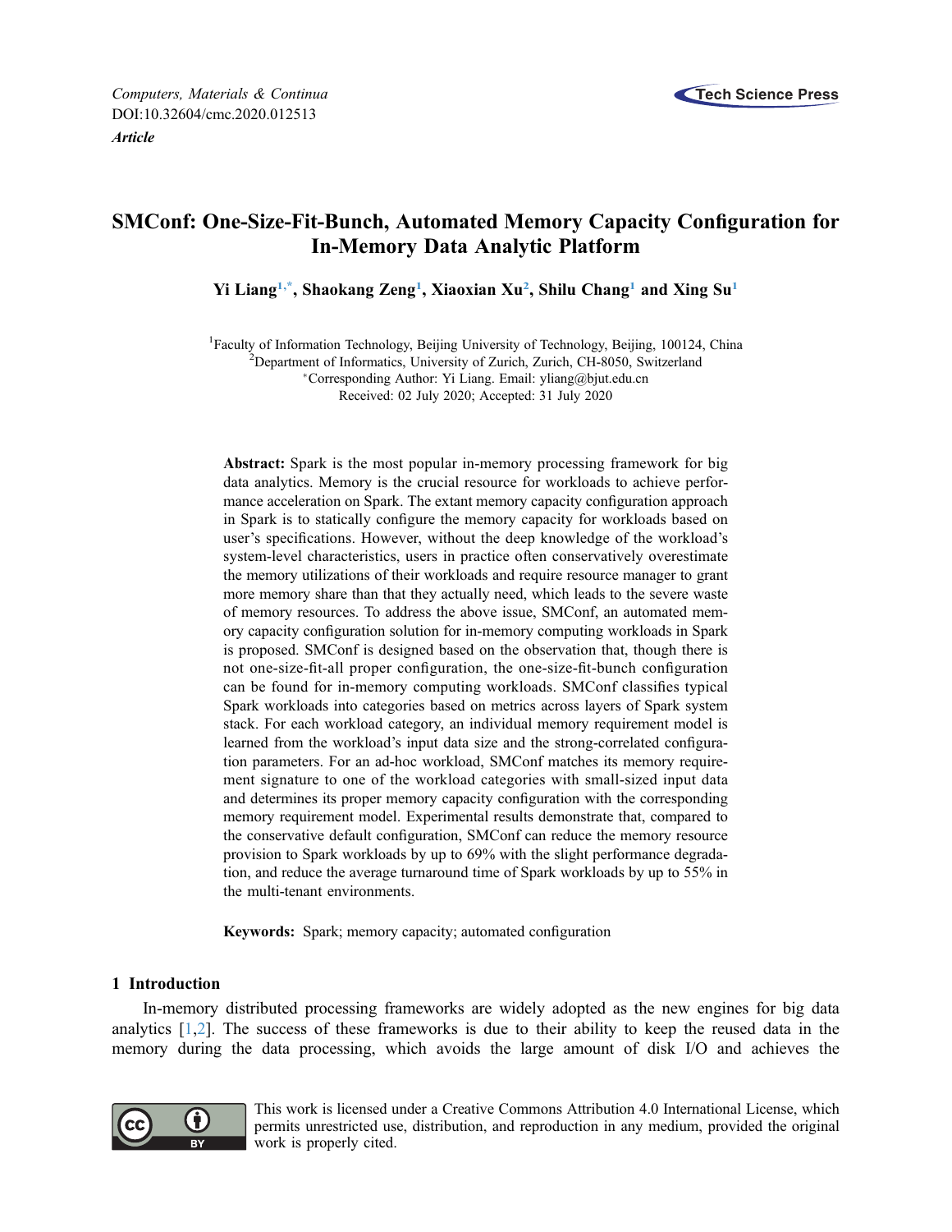Computers, Materials & Continua
DOI:10.32604/cmc.2020.012513
*Article*

# SMConf: One-Size-Fit-Bunch, Automated Memory Capacity Configuration for In-Memory Data Analytic Platform

**Yi Liang[1,*], Shaokang Zeng[1], Xiaoxian Xu[2], Shilu Chang[1] and Xing Su[1]**

[1]Faculty of Information Technology, Beijing University of Technology, Beijing, 100124, China
[2]Department of Informatics, University of Zurich, Zurich, CH-8050, Switzerland
[*]Corresponding Author: Yi Liang. Email: yliang@bjut.edu.cn
Received: 02 July 2020; Accepted: 31 July 2020

**Abstract:** Spark is the most popular in-memory processing framework for big data analytics. Memory is the crucial resource for workloads to achieve performance acceleration on Spark. The extant memory capacity configuration approach in Spark is to statically configure the memory capacity for workloads based on user's specifications. However, without the deep knowledge of the workload's system-level characteristics, users in practice often conservatively overestimate the memory utilizations of their workloads and require resource manager to grant more memory share than that they actually need, which leads to the severe waste of memory resources. To address the above issue, SMConf, an automated memory capacity configuration solution for in-memory computing workloads in Spark is proposed. SMConf is designed based on the observation that, though there is not one-size-fit-all proper configuration, the one-size-fit-bunch configuration can be found for in-memory computing workloads. SMConf classifies typical Spark workloads into categories based on metrics across layers of Spark system stack. For each workload category, an individual memory requirement model is learned from the workload's input data size and the strong-correlated configuration parameters. For an ad-hoc workload, SMConf matches its memory requirement signature to one of the workload categories with small-sized input data and determines its proper memory capacity configuration with the corresponding memory requirement model. Experimental results demonstrate that, compared to the conservative default configuration, SMConf can reduce the memory resource provision to Spark workloads by up to 69% with the slight performance degradation, and reduce the average turnaround time of Spark workloads by up to 55% in the multi-tenant environments.

**Keywords:** Spark; memory capacity; automated configuration

## 1 Introduction

In-memory distributed processing frameworks are widely adopted as the new engines for big data analytics [1,2]. The success of these frameworks is due to their ability to keep the reused data in the memory during the data processing, which avoids the large amount of disk I/O and achieves the

This work is licensed under a Creative Commons Attribution 4.0 International License, which permits unrestricted use, distribution, and reproduction in any medium, provided the original work is properly cited.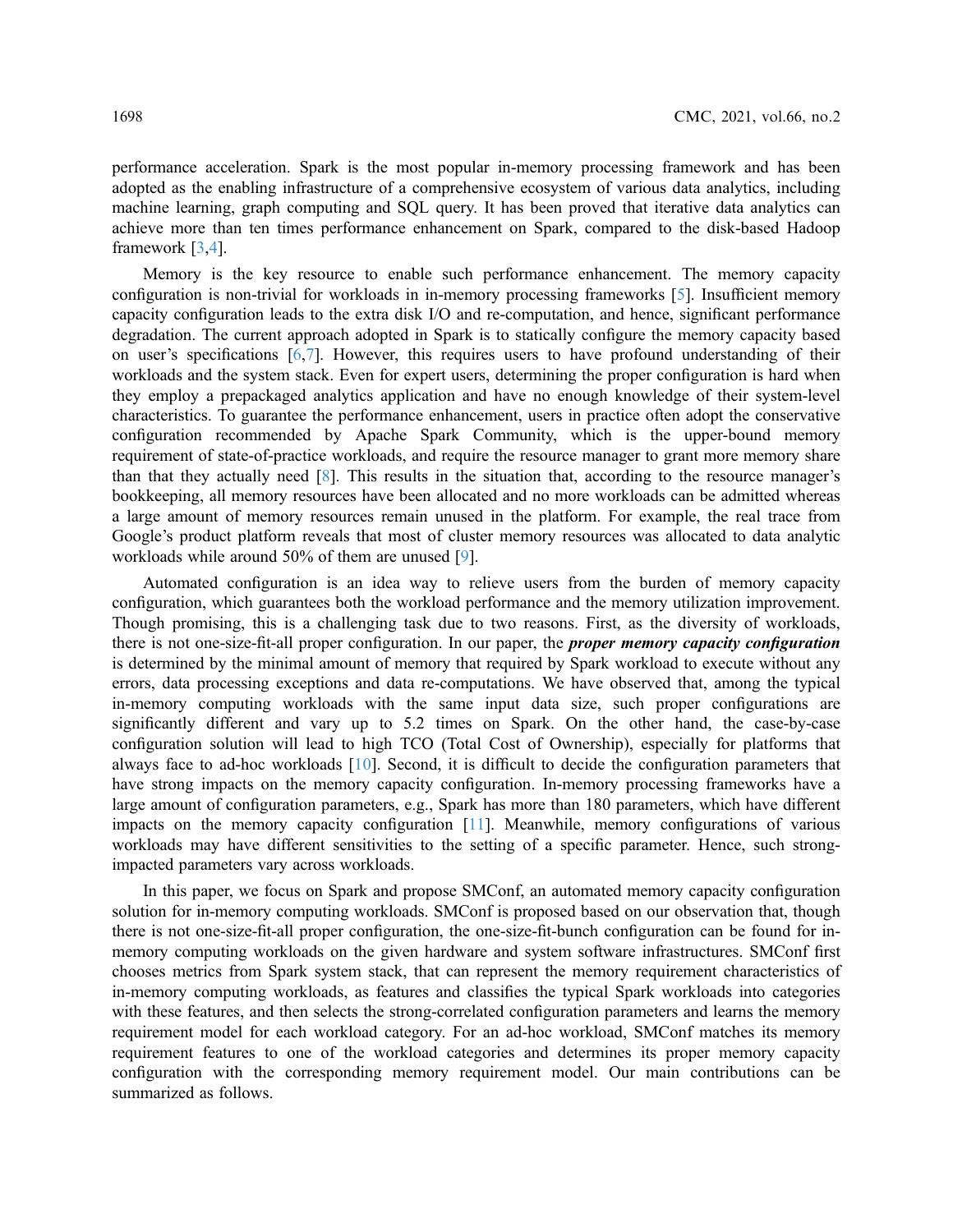performance acceleration. Spark is the most popular in-memory processing framework and has been adopted as the enabling infrastructure of a comprehensive ecosystem of various data analytics, including machine learning, graph computing and SQL query. It has been proved that iterative data analytics can achieve more than ten times performance enhancement on Spark, compared to the disk-based Hadoop framework [3,4].

Memory is the key resource to enable such performance enhancement. The memory capacity configuration is non-trivial for workloads in in-memory processing frameworks [5]. Insufficient memory capacity configuration leads to the extra disk I/O and re-computation, and hence, significant performance degradation. The current approach adopted in Spark is to statically configure the memory capacity based on user's specifications [6,7]. However, this requires users to have profound understanding of their workloads and the system stack. Even for expert users, determining the proper configuration is hard when they employ a prepackaged analytics application and have no enough knowledge of their system-level characteristics. To guarantee the performance enhancement, users in practice often adopt the conservative configuration recommended by Apache Spark Community, which is the upper-bound memory requirement of state-of-practice workloads, and require the resource manager to grant more memory share than that they actually need [8]. This results in the situation that, according to the resource manager's bookkeeping, all memory resources have been allocated and no more workloads can be admitted whereas a large amount of memory resources remain unused in the platform. For example, the real trace from Google's product platform reveals that most of cluster memory resources was allocated to data analytic workloads while around 50% of them are unused [9].

Automated configuration is an idea way to relieve users from the burden of memory capacity configuration, which guarantees both the workload performance and the memory utilization improvement. Though promising, this is a challenging task due to two reasons. First, as the diversity of workloads, there is not one-size-fit-all proper configuration. In our paper, the ***proper memory capacity configuration*** is determined by the minimal amount of memory that required by Spark workload to execute without any errors, data processing exceptions and data re-computations. We have observed that, among the typical in-memory computing workloads with the same input data size, such proper configurations are significantly different and vary up to 5.2 times on Spark. On the other hand, the case-by-case configuration solution will lead to high TCO (Total Cost of Ownership), especially for platforms that always face to ad-hoc workloads [10]. Second, it is difficult to decide the configuration parameters that have strong impacts on the memory capacity configuration. In-memory processing frameworks have a large amount of configuration parameters, e.g., Spark has more than 180 parameters, which have different impacts on the memory capacity configuration [11]. Meanwhile, memory configurations of various workloads may have different sensitivities to the setting of a specific parameter. Hence, such strong-impacted parameters vary across workloads.

In this paper, we focus on Spark and propose SMConf, an automated memory capacity configuration solution for in-memory computing workloads. SMConf is proposed based on our observation that, though there is not one-size-fit-all proper configuration, the one-size-fit-bunch configuration can be found for in-memory computing workloads on the given hardware and system software infrastructures. SMConf first chooses metrics from Spark system stack, that can represent the memory requirement characteristics of in-memory computing workloads, as features and classifies the typical Spark workloads into categories with these features, and then selects the strong-correlated configuration parameters and learns the memory requirement model for each workload category. For an ad-hoc workload, SMConf matches its memory requirement features to one of the workload categories and determines its proper memory capacity configuration with the corresponding memory requirement model. Our main contributions can be summarized as follows.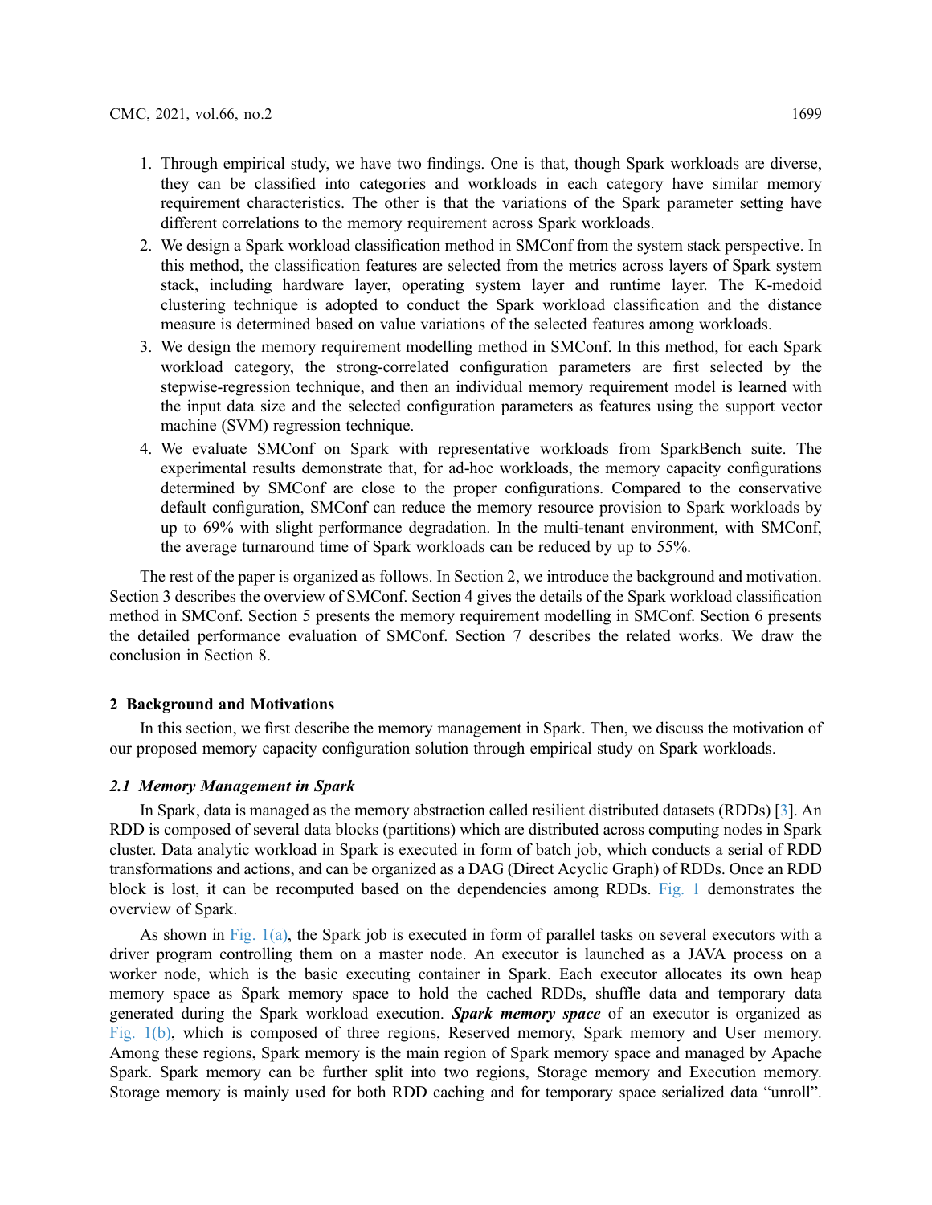1. Through empirical study, we have two findings. One is that, though Spark workloads are diverse, they can be classified into categories and workloads in each category have similar memory requirement characteristics. The other is that the variations of the Spark parameter setting have different correlations to the memory requirement across Spark workloads.
2. We design a Spark workload classification method in SMConf from the system stack perspective. In this method, the classification features are selected from the metrics across layers of Spark system stack, including hardware layer, operating system layer and runtime layer. The K-medoid clustering technique is adopted to conduct the Spark workload classification and the distance measure is determined based on value variations of the selected features among workloads.
3. We design the memory requirement modelling method in SMConf. In this method, for each Spark workload category, the strong-correlated configuration parameters are first selected by the stepwise-regression technique, and then an individual memory requirement model is learned with the input data size and the selected configuration parameters as features using the support vector machine (SVM) regression technique.
4. We evaluate SMConf on Spark with representative workloads from SparkBench suite. The experimental results demonstrate that, for ad-hoc workloads, the memory capacity configurations determined by SMConf are close to the proper configurations. Compared to the conservative default configuration, SMConf can reduce the memory resource provision to Spark workloads by up to 69% with slight performance degradation. In the multi-tenant environment, with SMConf, the average turnaround time of Spark workloads can be reduced by up to 55%.

The rest of the paper is organized as follows. In Section 2, we introduce the background and motivation. Section 3 describes the overview of SMConf. Section 4 gives the details of the Spark workload classification method in SMConf. Section 5 presents the memory requirement modelling in SMConf. Section 6 presents the detailed performance evaluation of SMConf. Section 7 describes the related works. We draw the conclusion in Section 8.

## 2 Background and Motivations

In this section, we first describe the memory management in Spark. Then, we discuss the motivation of our proposed memory capacity configuration solution through empirical study on Spark workloads.

### 2.1 Memory Management in Spark

In Spark, data is managed as the memory abstraction called resilient distributed datasets (RDDs) [3]. An RDD is composed of several data blocks (partitions) which are distributed across computing nodes in Spark cluster. Data analytic workload in Spark is executed in form of batch job, which conducts a serial of RDD transformations and actions, and can be organized as a DAG (Direct Acyclic Graph) of RDDs. Once an RDD block is lost, it can be recomputed based on the dependencies among RDDs. Fig. 1 demonstrates the overview of Spark.

As shown in Fig. 1(a), the Spark job is executed in form of parallel tasks on several executors with a driver program controlling them on a master node. An executor is launched as a JAVA process on a worker node, which is the basic executing container in Spark. Each executor allocates its own heap memory space as Spark memory space to hold the cached RDDs, shuffle data and temporary data generated during the Spark workload execution. ***Spark memory space*** of an executor is organized as Fig. 1(b), which is composed of three regions, Reserved memory, Spark memory and User memory. Among these regions, Spark memory is the main region of Spark memory space and managed by Apache Spark. Spark memory can be further split into two regions, Storage memory and Execution memory. Storage memory is mainly used for both RDD caching and for temporary space serialized data "unroll".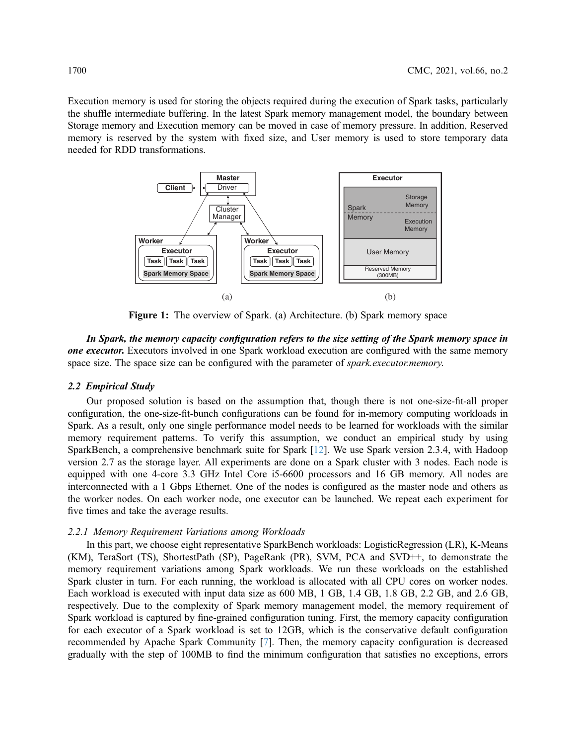Execution memory is used for storing the objects required during the execution of Spark tasks, particularly the shuffle intermediate buffering. In the latest Spark memory management model, the boundary between Storage memory and Execution memory can be moved in case of memory pressure. In addition, Reserved memory is reserved by the system with fixed size, and User memory is used to store temporary data needed for RDD transformations.

**Figure 1:** The overview of Spark. (a) Architecture. (b) Spark memory space

***In Spark, the memory capacity configuration refers to the size setting of the Spark memory space in one executor.*** Executors involved in one Spark workload execution are configured with the same memory space size. The space size can be configured with the parameter of *spark.executor.memory.*

### 2.2 Empirical Study

Our proposed solution is based on the assumption that, though there is not one-size-fit-all proper configuration, the one-size-fit-bunch configurations can be found for in-memory computing workloads in Spark. As a result, only one single performance model needs to be learned for workloads with the similar memory requirement patterns. To verify this assumption, we conduct an empirical study by using SparkBench, a comprehensive benchmark suite for Spark [12]. We use Spark version 2.3.4, with Hadoop version 2.7 as the storage layer. All experiments are done on a Spark cluster with 3 nodes. Each node is equipped with one 4-core 3.3 GHz Intel Core i5-6600 processors and 16 GB memory. All nodes are interconnected with a 1 Gbps Ethernet. One of the nodes is configured as the master node and others as the worker nodes. On each worker node, one executor can be launched. We repeat each experiment for five times and take the average results.

#### 2.2.1 Memory Requirement Variations among Workloads

In this part, we choose eight representative SparkBench workloads: LogisticRegression (LR), K-Means (KM), TeraSort (TS), ShortestPath (SP), PageRank (PR), SVM, PCA and SVD++, to demonstrate the memory requirement variations among Spark workloads. We run these workloads on the established Spark cluster in turn. For each running, the workload is allocated with all CPU cores on worker nodes. Each workload is executed with input data size as 600 MB, 1 GB, 1.4 GB, 1.8 GB, 2.2 GB, and 2.6 GB, respectively. Due to the complexity of Spark memory management model, the memory requirement of Spark workload is captured by fine-grained configuration tuning. First, the memory capacity configuration for each executor of a Spark workload is set to 12GB, which is the conservative default configuration recommended by Apache Spark Community [7]. Then, the memory capacity configuration is decreased gradually with the step of 100MB to find the minimum configuration that satisfies no exceptions, errors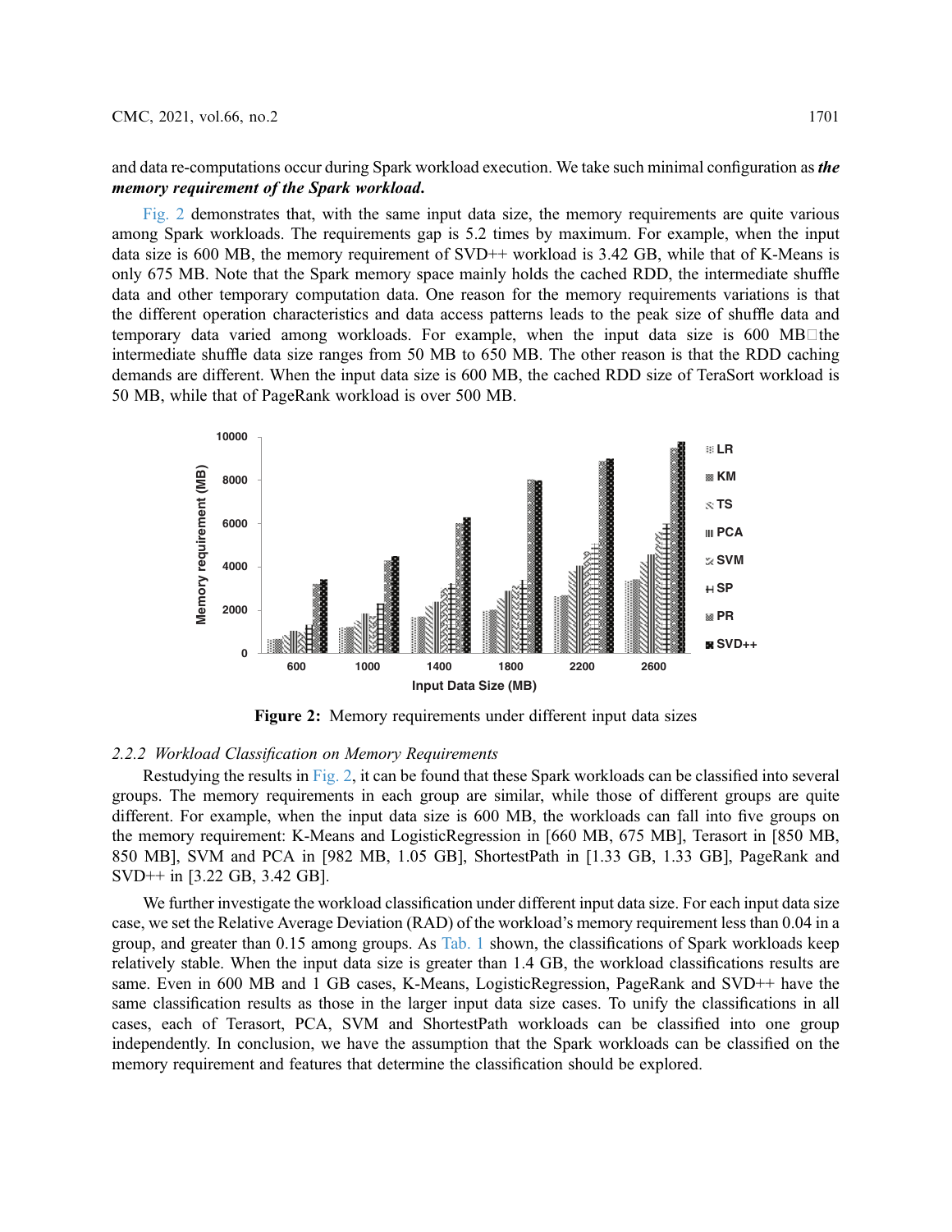and data re-computations occur during Spark workload execution. We take such minimal configuration as ***the memory requirement of the Spark workload.***

Fig. 2 demonstrates that, with the same input data size, the memory requirements are quite various among Spark workloads. The requirements gap is 5.2 times by maximum. For example, when the input data size is 600 MB, the memory requirement of SVD++ workload is 3.42 GB, while that of K-Means is only 675 MB. Note that the Spark memory space mainly holds the cached RDD, the intermediate shuffle data and other temporary computation data. One reason for the memory requirements variations is that the different operation characteristics and data access patterns leads to the peak size of shuffle data and temporary data varied among workloads. For example, when the input data size is 600 MB the intermediate shuffle data size ranges from 50 MB to 650 MB. The other reason is that the RDD caching demands are different. When the input data size is 600 MB, the cached RDD size of TeraSort workload is 50 MB, while that of PageRank workload is over 500 MB.

**Figure 2:** Memory requirements under different input data sizes

### 2.2.2 Workload Classification on Memory Requirements

Restudying the results in Fig. 2, it can be found that these Spark workloads can be classified into several groups. The memory requirements in each group are similar, while those of different groups are quite different. For example, when the input data size is 600 MB, the workloads can fall into five groups on the memory requirement: K-Means and LogisticRegression in [660 MB, 675 MB], Terasort in [850 MB, 850 MB], SVM and PCA in [982 MB, 1.05 GB], ShortestPath in [1.33 GB, 1.33 GB], PageRank and SVD++ in [3.22 GB, 3.42 GB].

We further investigate the workload classification under different input data size. For each input data size case, we set the Relative Average Deviation (RAD) of the workload's memory requirement less than 0.04 in a group, and greater than 0.15 among groups. As Tab. 1 shown, the classifications of Spark workloads keep relatively stable. When the input data size is greater than 1.4 GB, the workload classifications results are same. Even in 600 MB and 1 GB cases, K-Means, LogisticRegression, PageRank and SVD++ have the same classification results as those in the larger input data size cases. To unify the classifications in all cases, each of Terasort, PCA, SVM and ShortestPath workloads can be classified into one group independently. In conclusion, we have the assumption that the Spark workloads can be classified on the memory requirement and features that determine the classification should be explored.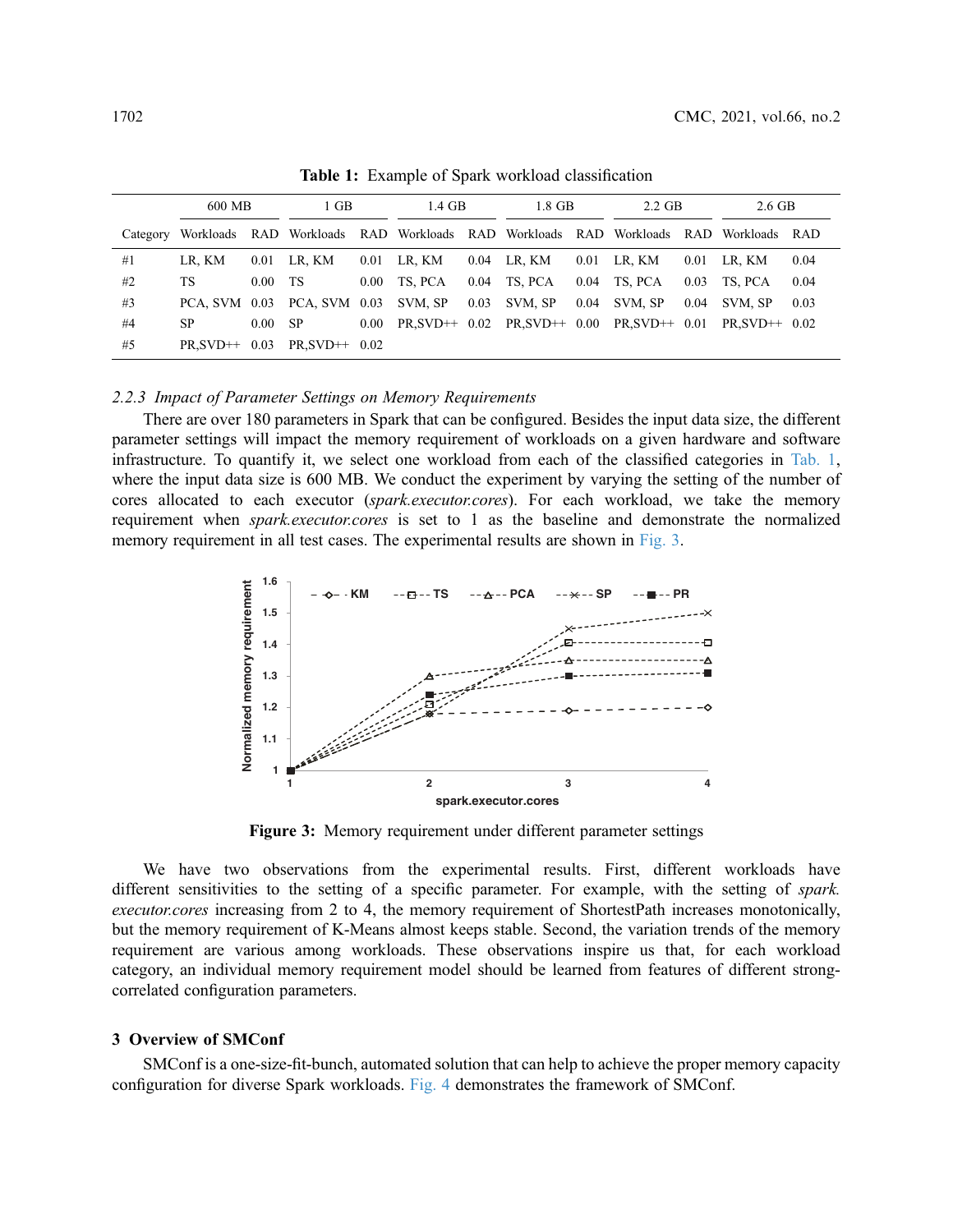**Table 1:** Example of Spark workload classification

| | 600 MB | | 1 GB | | 1.4 GB | | 1.8 GB | | 2.2 GB | | 2.6 GB | |
|---|---|---|---|---|---|---|---|---|---|---|---|---|
| Category | Workloads | RAD | Workloads | RAD | Workloads | RAD | Workloads | RAD | Workloads | RAD | Workloads | RAD |
| #1 | LR, KM | 0.01 | LR, KM | 0.01 | LR, KM | 0.04 | LR, KM | 0.01 | LR, KM | 0.01 | LR, KM | 0.04 |
| #2 | TS | 0.00 | TS | 0.00 | TS, PCA | 0.04 | TS, PCA | 0.04 | TS, PCA | 0.03 | TS, PCA | 0.04 |
| #3 | PCA, SVM | 0.03 | PCA, SVM | 0.03 | SVM, SP | 0.03 | SVM, SP | 0.04 | SVM, SP | 0.04 | SVM, SP | 0.03 |
| #4 | SP | 0.00 | SP | 0.00 | PR,SVD++ | 0.02 | PR,SVD++ | 0.00 | PR,SVD++ | 0.01 | PR,SVD++ | 0.02 |
| #5 | PR,SVD++ | 0.03 | PR,SVD++ | 0.02 | | | | | | | | |

### 2.2.3 *Impact of Parameter Settings on Memory Requirements*

There are over 180 parameters in Spark that can be configured. Besides the input data size, the different parameter settings will impact the memory requirement of workloads on a given hardware and software infrastructure. To quantify it, we select one workload from each of the classified categories in Tab. 1, where the input data size is 600 MB. We conduct the experiment by varying the setting of the number of cores allocated to each executor (*spark.executor.cores*). For each workload, we take the memory requirement when *spark.executor.cores* is set to 1 as the baseline and demonstrate the normalized memory requirement in all test cases. The experimental results are shown in Fig. 3.

**Figure 3:** Memory requirement under different parameter settings

We have two observations from the experimental results. First, different workloads have different sensitivities to the setting of a specific parameter. For example, with the setting of *spark. executor.cores* increasing from 2 to 4, the memory requirement of ShortestPath increases monotonically, but the memory requirement of K-Means almost keeps stable. Second, the variation trends of the memory requirement are various among workloads. These observations inspire us that, for each workload category, an individual memory requirement model should be learned from features of different strong-correlated configuration parameters.

## 3 Overview of SMConf

SMConf is a one-size-fit-bunch, automated solution that can help to achieve the proper memory capacity configuration for diverse Spark workloads. Fig. 4 demonstrates the framework of SMConf.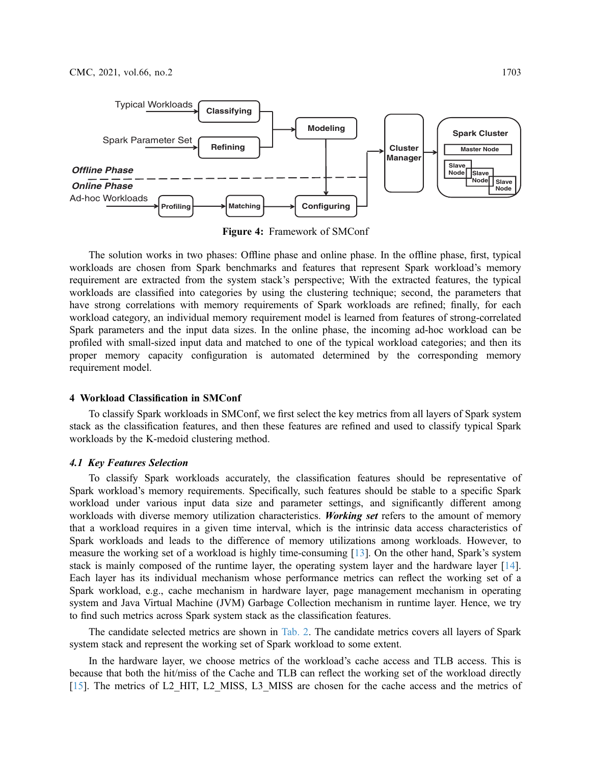**Figure 4:** Framework of SMConf

The solution works in two phases: Offline phase and online phase. In the offline phase, first, typical workloads are chosen from Spark benchmarks and features that represent Spark workload's memory requirement are extracted from the system stack's perspective; With the extracted features, the typical workloads are classified into categories by using the clustering technique; second, the parameters that have strong correlations with memory requirements of Spark workloads are refined; finally, for each workload category, an individual memory requirement model is learned from features of strong-correlated Spark parameters and the input data sizes. In the online phase, the incoming ad-hoc workload can be profiled with small-sized input data and matched to one of the typical workload categories; and then its proper memory capacity configuration is automated determined by the corresponding memory requirement model.

## 4 Workload Classification in SMConf

To classify Spark workloads in SMConf, we first select the key metrics from all layers of Spark system stack as the classification features, and then these features are refined and used to classify typical Spark workloads by the K-medoid clustering method.

### 4.1 Key Features Selection

To classify Spark workloads accurately, the classification features should be representative of Spark workload's memory requirements. Specifically, such features should be stable to a specific Spark workload under various input data size and parameter settings, and significantly different among workloads with diverse memory utilization characteristics. ***Working set*** refers to the amount of memory that a workload requires in a given time interval, which is the intrinsic data access characteristics of Spark workloads and leads to the difference of memory utilizations among workloads. However, to measure the working set of a workload is highly time-consuming [13]. On the other hand, Spark's system stack is mainly composed of the runtime layer, the operating system layer and the hardware layer [14]. Each layer has its individual mechanism whose performance metrics can reflect the working set of a Spark workload, e.g., cache mechanism in hardware layer, page management mechanism in operating system and Java Virtual Machine (JVM) Garbage Collection mechanism in runtime layer. Hence, we try to find such metrics across Spark system stack as the classification features.

The candidate selected metrics are shown in Tab. 2. The candidate metrics covers all layers of Spark system stack and represent the working set of Spark workload to some extent.

In the hardware layer, we choose metrics of the workload's cache access and TLB access. This is because that both the hit/miss of the Cache and TLB can reflect the working set of the workload directly [15]. The metrics of L2_HIT, L2_MISS, L3_MISS are chosen for the cache access and the metrics of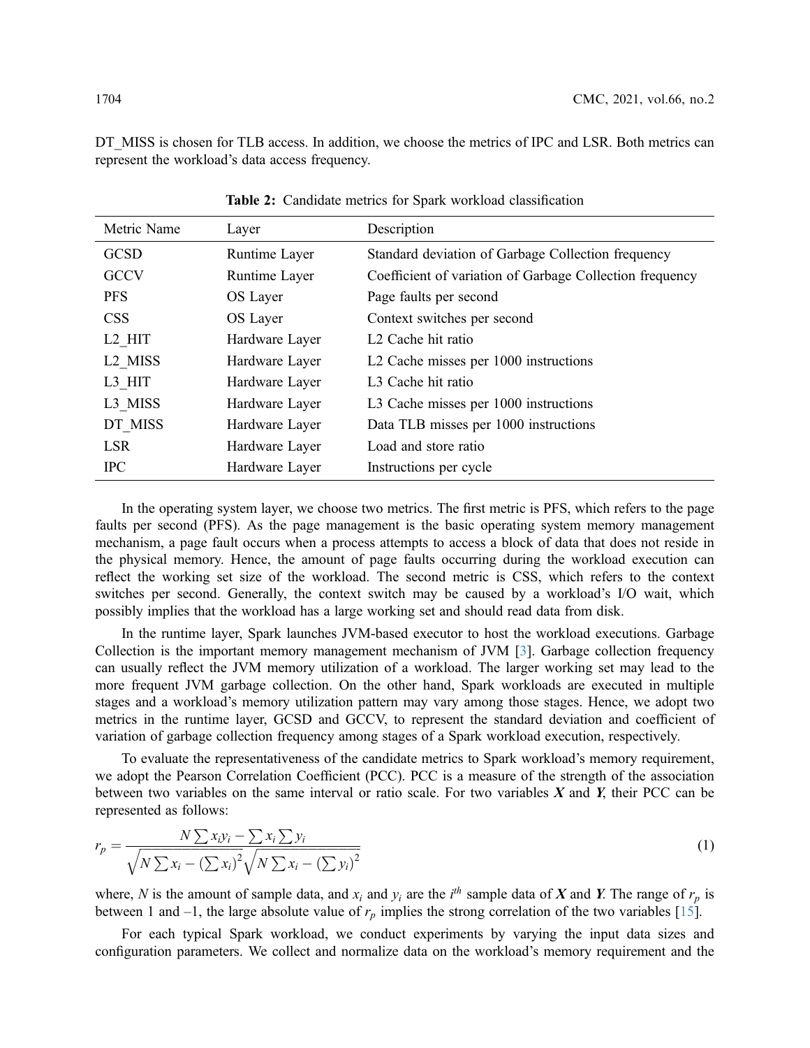DT_MISS is chosen for TLB access. In addition, we choose the metrics of IPC and LSR. Both metrics can represent the workload's data access frequency.

**Table 2:** Candidate metrics for Spark workload classification

| Metric Name | Layer | Description |
|---|---|---|
| GCSD | Runtime Layer | Standard deviation of Garbage Collection frequency |
| GCCV | Runtime Layer | Coefficient of variation of Garbage Collection frequency |
| PFS | OS Layer | Page faults per second |
| CSS | OS Layer | Context switches per second |
| L2_HIT | Hardware Layer | L2 Cache hit ratio |
| L2_MISS | Hardware Layer | L2 Cache misses per 1000 instructions |
| L3_HIT | Hardware Layer | L3 Cache hit ratio |
| L3_MISS | Hardware Layer | L3 Cache misses per 1000 instructions |
| DT_MISS | Hardware Layer | Data TLB misses per 1000 instructions |
| LSR | Hardware Layer | Load and store ratio |
| IPC | Hardware Layer | Instructions per cycle |

In the operating system layer, we choose two metrics. The first metric is PFS, which refers to the page faults per second (PFS). As the page management is the basic operating system memory management mechanism, a page fault occurs when a process attempts to access a block of data that does not reside in the physical memory. Hence, the amount of page faults occurring during the workload execution can reflect the working set size of the workload. The second metric is CSS, which refers to the context switches per second. Generally, the context switch may be caused by a workload's I/O wait, which possibly implies that the workload has a large working set and should read data from disk.

In the runtime layer, Spark launches JVM-based executor to host the workload executions. Garbage Collection is the important memory management mechanism of JVM [3]. Garbage collection frequency can usually reflect the JVM memory utilization of a workload. The larger working set may lead to the more frequent JVM garbage collection. On the other hand, Spark workloads are executed in multiple stages and a workload's memory utilization pattern may vary among those stages. Hence, we adopt two metrics in the runtime layer, GCSD and GCCV, to represent the standard deviation and coefficient of variation of garbage collection frequency among stages of a Spark workload execution, respectively.

To evaluate the representativeness of the candidate metrics to Spark workload's memory requirement, we adopt the Pearson Correlation Coefficient (PCC). PCC is a measure of the strength of the association between two variables on the same interval or ratio scale. For two variables $\boldsymbol{X}$ and $\boldsymbol{Y}$, their PCC can be represented as follows:

$$r_p = \frac{N\sum x_i y_i - \sum x_i \sum y_i}{\sqrt{N\sum x_i - \left(\sum x_i\right)^2}\sqrt{N\sum x_i - \left(\sum y_i\right)^2}} \tag{1}$$

where, $N$ is the amount of sample data, and $x_i$ and $y_i$ are the $i^{th}$ sample data of $\boldsymbol{X}$ and $\boldsymbol{Y}$. The range of $r_p$ is between 1 and –1, the large absolute value of $r_p$ implies the strong correlation of the two variables [15].

For each typical Spark workload, we conduct experiments by varying the input data sizes and configuration parameters. We collect and normalize data on the workload's memory requirement and the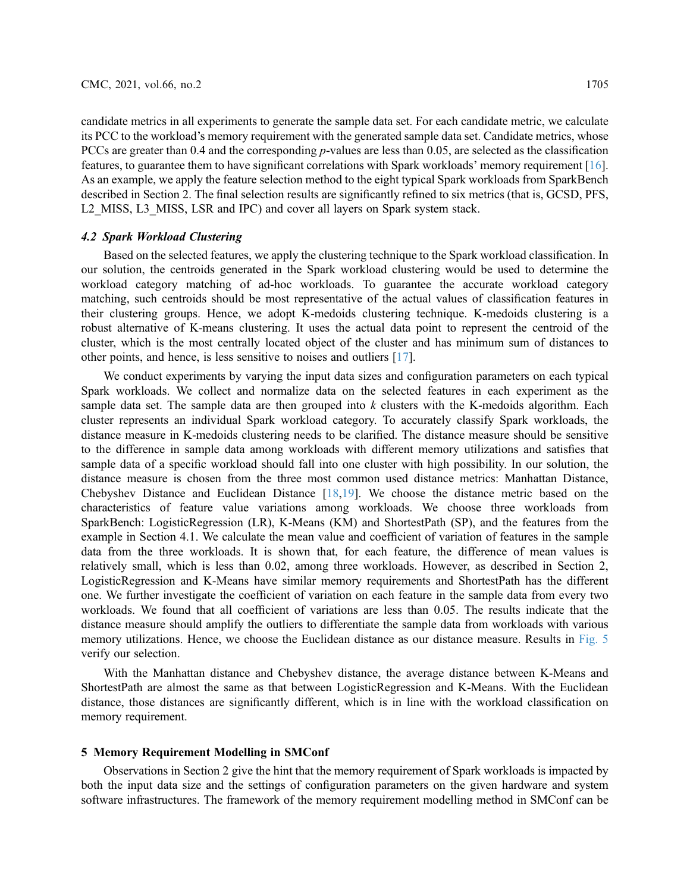candidate metrics in all experiments to generate the sample data set. For each candidate metric, we calculate its PCC to the workload's memory requirement with the generated sample data set. Candidate metrics, whose PCCs are greater than 0.4 and the corresponding *p*-values are less than 0.05, are selected as the classification features, to guarantee them to have significant correlations with Spark workloads' memory requirement [16]. As an example, we apply the feature selection method to the eight typical Spark workloads from SparkBench described in Section 2. The final selection results are significantly refined to six metrics (that is, GCSD, PFS, L2_MISS, L3_MISS, LSR and IPC) and cover all layers on Spark system stack.

### *4.2 Spark Workload Clustering*

Based on the selected features, we apply the clustering technique to the Spark workload classification. In our solution, the centroids generated in the Spark workload clustering would be used to determine the workload category matching of ad-hoc workloads. To guarantee the accurate workload category matching, such centroids should be most representative of the actual values of classification features in their clustering groups. Hence, we adopt K-medoids clustering technique. K-medoids clustering is a robust alternative of K-means clustering. It uses the actual data point to represent the centroid of the cluster, which is the most centrally located object of the cluster and has minimum sum of distances to other points, and hence, is less sensitive to noises and outliers [17].

We conduct experiments by varying the input data sizes and configuration parameters on each typical Spark workloads. We collect and normalize data on the selected features in each experiment as the sample data set. The sample data are then grouped into *k* clusters with the K-medoids algorithm. Each cluster represents an individual Spark workload category. To accurately classify Spark workloads, the distance measure in K-medoids clustering needs to be clarified. The distance measure should be sensitive to the difference in sample data among workloads with different memory utilizations and satisfies that sample data of a specific workload should fall into one cluster with high possibility. In our solution, the distance measure is chosen from the three most common used distance metrics: Manhattan Distance, Chebyshev Distance and Euclidean Distance [18,19]. We choose the distance metric based on the characteristics of feature value variations among workloads. We choose three workloads from SparkBench: LogisticRegression (LR), K-Means (KM) and ShortestPath (SP), and the features from the example in Section 4.1. We calculate the mean value and coefficient of variation of features in the sample data from the three workloads. It is shown that, for each feature, the difference of mean values is relatively small, which is less than 0.02, among three workloads. However, as described in Section 2, LogisticRegression and K-Means have similar memory requirements and ShortestPath has the different one. We further investigate the coefficient of variation on each feature in the sample data from every two workloads. We found that all coefficient of variations are less than 0.05. The results indicate that the distance measure should amplify the outliers to differentiate the sample data from workloads with various memory utilizations. Hence, we choose the Euclidean distance as our distance measure. Results in Fig. 5 verify our selection.

With the Manhattan distance and Chebyshev distance, the average distance between K-Means and ShortestPath are almost the same as that between LogisticRegression and K-Means. With the Euclidean distance, those distances are significantly different, which is in line with the workload classification on memory requirement.

## 5 Memory Requirement Modelling in SMConf

Observations in Section 2 give the hint that the memory requirement of Spark workloads is impacted by both the input data size and the settings of configuration parameters on the given hardware and system software infrastructures. The framework of the memory requirement modelling method in SMConf can be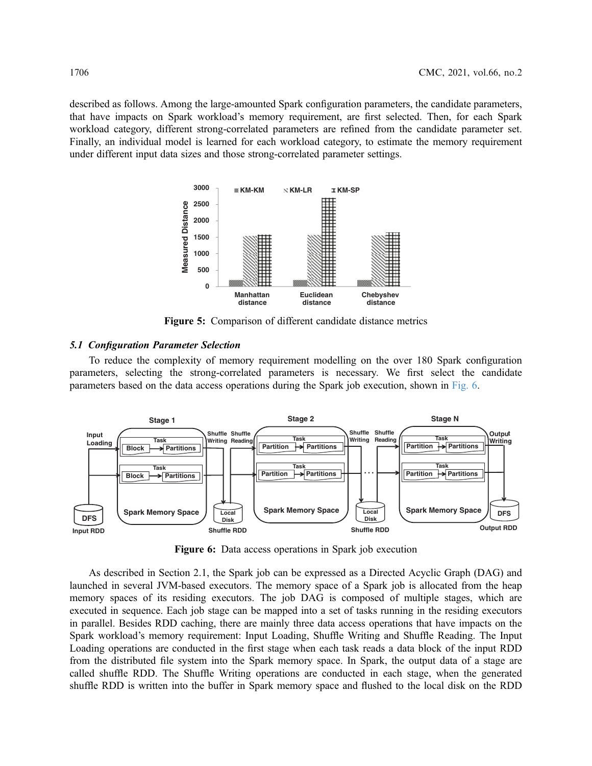described as follows. Among the large-amounted Spark configuration parameters, the candidate parameters, that have impacts on Spark workload's memory requirement, are first selected. Then, for each Spark workload category, different strong-correlated parameters are refined from the candidate parameter set. Finally, an individual model is learned for each workload category, to estimate the memory requirement under different input data sizes and those strong-correlated parameter settings.

**Figure 5:** Comparison of different candidate distance metrics

### *5.1 Configuration Parameter Selection*

To reduce the complexity of memory requirement modelling on the over 180 Spark configuration parameters, selecting the strong-correlated parameters is necessary. We first select the candidate parameters based on the data access operations during the Spark job execution, shown in Fig. 6.

**Figure 6:** Data access operations in Spark job execution

As described in Section 2.1, the Spark job can be expressed as a Directed Acyclic Graph (DAG) and launched in several JVM-based executors. The memory space of a Spark job is allocated from the heap memory spaces of its residing executors. The job DAG is composed of multiple stages, which are executed in sequence. Each job stage can be mapped into a set of tasks running in the residing executors in parallel. Besides RDD caching, there are mainly three data access operations that have impacts on the Spark workload's memory requirement: Input Loading, Shuffle Writing and Shuffle Reading. The Input Loading operations are conducted in the first stage when each task reads a data block of the input RDD from the distributed file system into the Spark memory space. In Spark, the output data of a stage are called shuffle RDD. The Shuffle Writing operations are conducted in each stage, when the generated shuffle RDD is written into the buffer in Spark memory space and flushed to the local disk on the RDD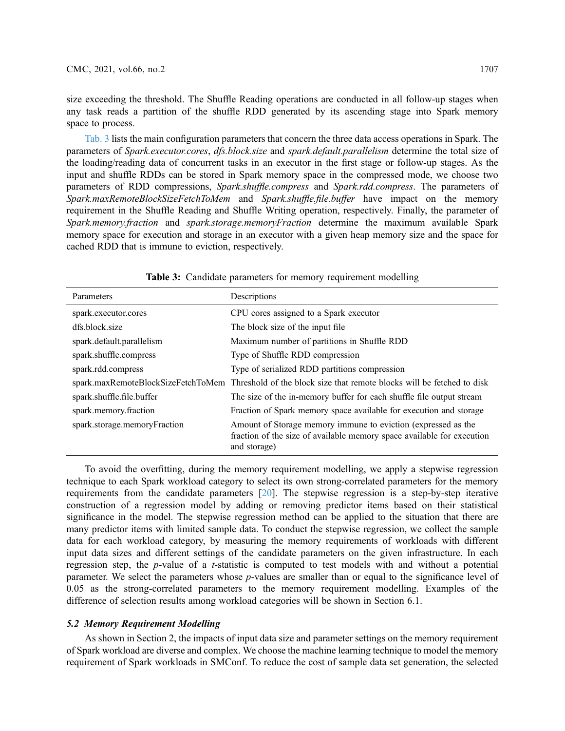size exceeding the threshold. The Shuffle Reading operations are conducted in all follow-up stages when any task reads a partition of the shuffle RDD generated by its ascending stage into Spark memory space to process.

Tab. 3 lists the main configuration parameters that concern the three data access operations in Spark. The parameters of *Spark.executor.cores*, *dfs.block.size* and *spark.default.parallelism* determine the total size of the loading/reading data of concurrent tasks in an executor in the first stage or follow-up stages. As the input and shuffle RDDs can be stored in Spark memory space in the compressed mode, we choose two parameters of RDD compressions, *Spark.shuffle.compress* and *Spark.rdd.compress*. The parameters of *Spark.maxRemoteBlockSizeFetchToMem* and *Spark.shuffle.file.buffer* have impact on the memory requirement in the Shuffle Reading and Shuffle Writing operation, respectively. Finally, the parameter of *Spark.memory.fraction* and *spark.storage.memoryFraction* determine the maximum available Spark memory space for execution and storage in an executor with a given heap memory size and the space for cached RDD that is immune to eviction, respectively.

**Table 3:** Candidate parameters for memory requirement modelling

| Parameters | Descriptions |
|---|---|
| spark.executor.cores | CPU cores assigned to a Spark executor |
| dfs.block.size | The block size of the input file |
| spark.default.parallelism | Maximum number of partitions in Shuffle RDD |
| spark.shuffle.compress | Type of Shuffle RDD compression |
| spark.rdd.compress | Type of serialized RDD partitions compression |
| spark.maxRemoteBlockSizeFetchToMem | Threshold of the block size that remote blocks will be fetched to disk |
| spark.shuffle.file.buffer | The size of the in-memory buffer for each shuffle file output stream |
| spark.memory.fraction | Fraction of Spark memory space available for execution and storage |
| spark.storage.memoryFraction | Amount of Storage memory immune to eviction (expressed as the fraction of the size of available memory space available for execution and storage) |

To avoid the overfitting, during the memory requirement modelling, we apply a stepwise regression technique to each Spark workload category to select its own strong-correlated parameters for the memory requirements from the candidate parameters [20]. The stepwise regression is a step-by-step iterative construction of a regression model by adding or removing predictor items based on their statistical significance in the model. The stepwise regression method can be applied to the situation that there are many predictor items with limited sample data. To conduct the stepwise regression, we collect the sample data for each workload category, by measuring the memory requirements of workloads with different input data sizes and different settings of the candidate parameters on the given infrastructure. In each regression step, the $p$-value of a $t$-statistic is computed to test models with and without a potential parameter. We select the parameters whose $p$-values are smaller than or equal to the significance level of 0.05 as the strong-correlated parameters to the memory requirement modelling. Examples of the difference of selection results among workload categories will be shown in Section 6.1.

### 5.2 Memory Requirement Modelling

As shown in Section 2, the impacts of input data size and parameter settings on the memory requirement of Spark workload are diverse and complex. We choose the machine learning technique to model the memory requirement of Spark workloads in SMConf. To reduce the cost of sample data set generation, the selected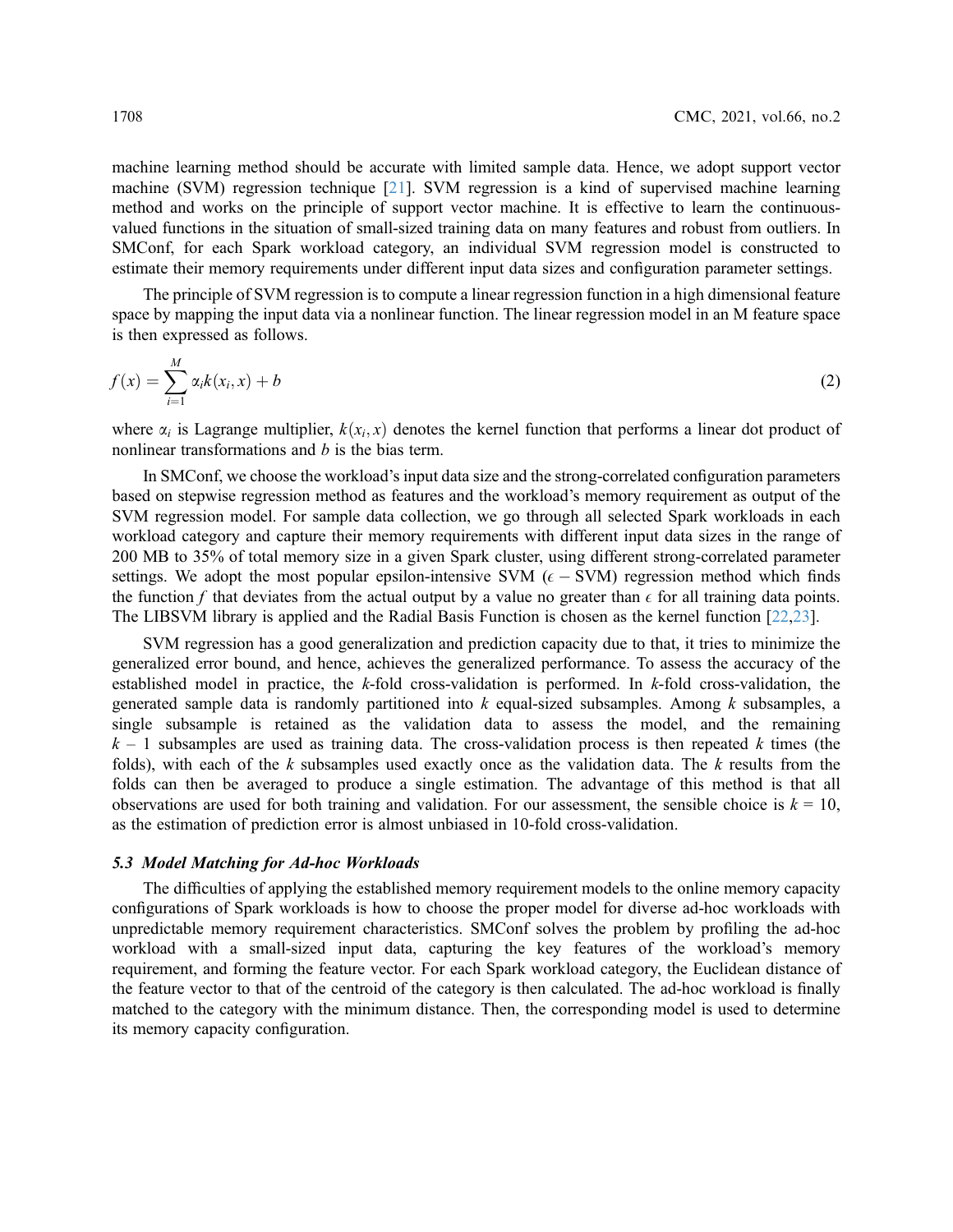machine learning method should be accurate with limited sample data. Hence, we adopt support vector machine (SVM) regression technique [21]. SVM regression is a kind of supervised machine learning method and works on the principle of support vector machine. It is effective to learn the continuous-valued functions in the situation of small-sized training data on many features and robust from outliers. In SMConf, for each Spark workload category, an individual SVM regression model is constructed to estimate their memory requirements under different input data sizes and configuration parameter settings.

The principle of SVM regression is to compute a linear regression function in a high dimensional feature space by mapping the input data via a nonlinear function. The linear regression model in an M feature space is then expressed as follows.

$$f(x) = \sum_{i=1}^{M} \alpha_i k(x_i, x) + b \tag{2}$$

where $\alpha_i$ is Lagrange multiplier, $k(x_i, x)$ denotes the kernel function that performs a linear dot product of nonlinear transformations and $b$ is the bias term.

In SMConf, we choose the workload's input data size and the strong-correlated configuration parameters based on stepwise regression method as features and the workload's memory requirement as output of the SVM regression model. For sample data collection, we go through all selected Spark workloads in each workload category and capture their memory requirements with different input data sizes in the range of 200 MB to 35% of total memory size in a given Spark cluster, using different strong-correlated parameter settings. We adopt the most popular epsilon-intensive SVM ($\epsilon$ – SVM) regression method which finds the function $f$ that deviates from the actual output by a value no greater than $\epsilon$ for all training data points. The LIBSVM library is applied and the Radial Basis Function is chosen as the kernel function [22,23].

SVM regression has a good generalization and prediction capacity due to that, it tries to minimize the generalized error bound, and hence, achieves the generalized performance. To assess the accuracy of the established model in practice, the $k$-fold cross-validation is performed. In $k$-fold cross-validation, the generated sample data is randomly partitioned into $k$ equal-sized subsamples. Among $k$ subsamples, a single subsample is retained as the validation data to assess the model, and the remaining $k$ – 1 subsamples are used as training data. The cross-validation process is then repeated $k$ times (the folds), with each of the $k$ subsamples used exactly once as the validation data. The $k$ results from the folds can then be averaged to produce a single estimation. The advantage of this method is that all observations are used for both training and validation. For our assessment, the sensible choice is $k$ = 10, as the estimation of prediction error is almost unbiased in 10-fold cross-validation.

### *5.3 Model Matching for Ad-hoc Workloads*

The difficulties of applying the established memory requirement models to the online memory capacity configurations of Spark workloads is how to choose the proper model for diverse ad-hoc workloads with unpredictable memory requirement characteristics. SMConf solves the problem by profiling the ad-hoc workload with a small-sized input data, capturing the key features of the workload's memory requirement, and forming the feature vector. For each Spark workload category, the Euclidean distance of the feature vector to that of the centroid of the category is then calculated. The ad-hoc workload is finally matched to the category with the minimum distance. Then, the corresponding model is used to determine its memory capacity configuration.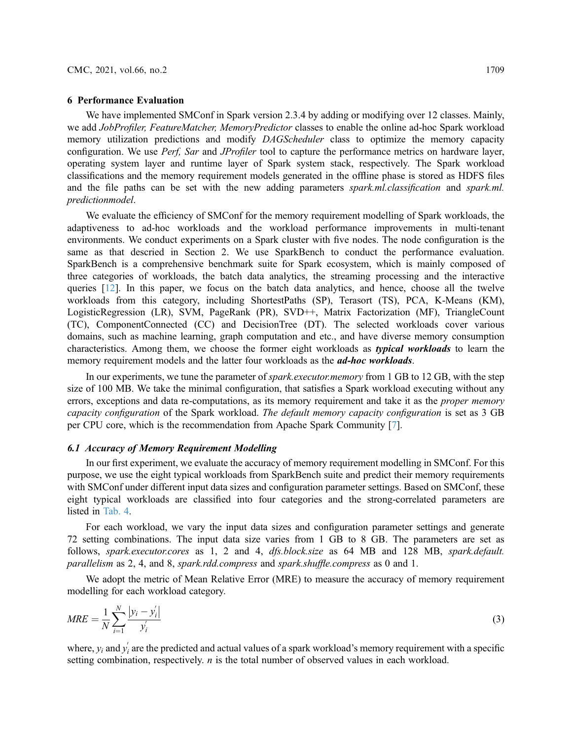## 6 Performance Evaluation

We have implemented SMConf in Spark version 2.3.4 by adding or modifying over 12 classes. Mainly, we add *JobProfiler, FeatureMatcher, MemoryPredictor* classes to enable the online ad-hoc Spark workload memory utilization predictions and modify *DAGScheduler* class to optimize the memory capacity configuration. We use *Perf, Sar* and *JProfiler* tool to capture the performance metrics on hardware layer, operating system layer and runtime layer of Spark system stack, respectively. The Spark workload classifications and the memory requirement models generated in the offline phase is stored as HDFS files and the file paths can be set with the new adding parameters *spark.ml.classification* and *spark.ml.predictionmodel*.

We evaluate the efficiency of SMConf for the memory requirement modelling of Spark workloads, the adaptiveness to ad-hoc workloads and the workload performance improvements in multi-tenant environments. We conduct experiments on a Spark cluster with five nodes. The node configuration is the same as that descried in Section 2. We use SparkBench to conduct the performance evaluation. SparkBench is a comprehensive benchmark suite for Spark ecosystem, which is mainly composed of three categories of workloads, the batch data analytics, the streaming processing and the interactive queries [12]. In this paper, we focus on the batch data analytics, and hence, choose all the twelve workloads from this category, including ShortestPaths (SP), Terasort (TS), PCA, K-Means (KM), LogisticRegression (LR), SVM, PageRank (PR), SVD++, Matrix Factorization (MF), TriangleCount (TC), ComponentConnected (CC) and DecisionTree (DT). The selected workloads cover various domains, such as machine learning, graph computation and etc., and have diverse memory consumption characteristics. Among them, we choose the former eight workloads as ***typical workloads*** to learn the memory requirement models and the latter four workloads as the ***ad-hoc workloads***.

In our experiments, we tune the parameter of *spark.executor.memory* from 1 GB to 12 GB, with the step size of 100 MB. We take the minimal configuration, that satisfies a Spark workload executing without any errors, exceptions and data re-computations, as its memory requirement and take it as the *proper memory capacity configuration* of the Spark workload. *The default memory capacity configuration* is set as 3 GB per CPU core, which is the recommendation from Apache Spark Community [7].

### *6.1 Accuracy of Memory Requirement Modelling*

In our first experiment, we evaluate the accuracy of memory requirement modelling in SMConf. For this purpose, we use the eight typical workloads from SparkBench suite and predict their memory requirements with SMConf under different input data sizes and configuration parameter settings. Based on SMConf, these eight typical workloads are classified into four categories and the strong-correlated parameters are listed in Tab. 4.

For each workload, we vary the input data sizes and configuration parameter settings and generate 72 setting combinations. The input data size varies from 1 GB to 8 GB. The parameters are set as follows, *spark.executor.cores* as 1, 2 and 4, *dfs.block.size* as 64 MB and 128 MB, *spark.default.parallelism* as 2, 4, and 8, *spark.rdd.compress* and *spark.shuffle.compress* as 0 and 1.

We adopt the metric of Mean Relative Error (MRE) to measure the accuracy of memory requirement modelling for each workload category.

$$MRE = \frac{1}{N}\sum_{i=1}^{N}\frac{|y_i - y_i^{'}|}{y_i^{'}} \tag{3}$$

where, $y_i$ and $y_i^{'}$ are the predicted and actual values of a spark workload's memory requirement with a specific setting combination, respectively. $n$ is the total number of observed values in each workload.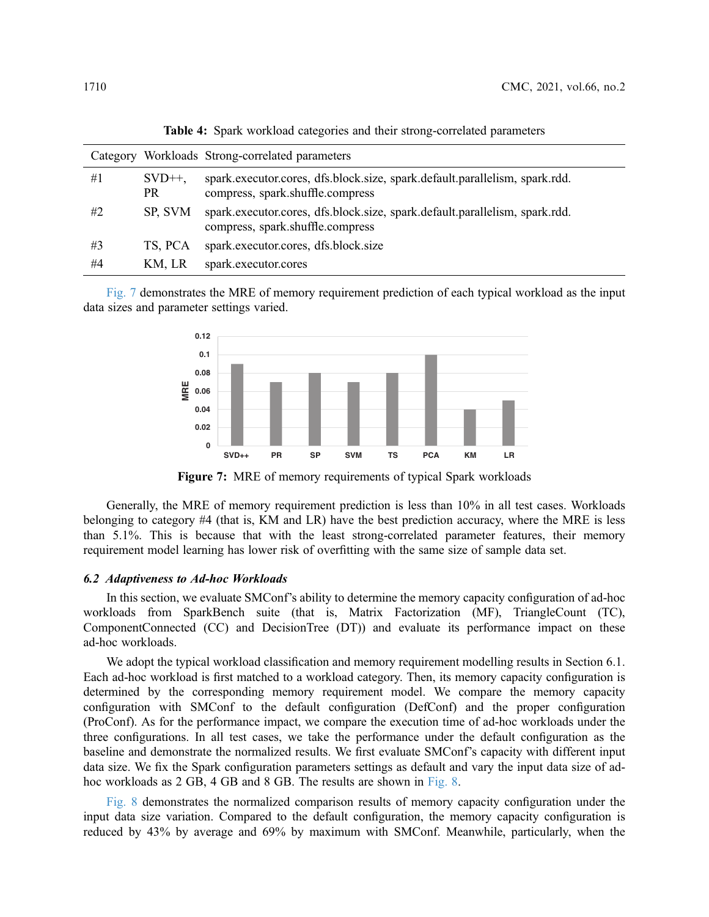**Table 4:** Spark workload categories and their strong-correlated parameters

| Category | Workloads | Strong-correlated parameters |
|---|---|---|
| #1 | SVD++, PR | spark.executor.cores, dfs.block.size, spark.default.parallelism, spark.rdd.compress, spark.shuffle.compress |
| #2 | SP, SVM | spark.executor.cores, dfs.block.size, spark.default.parallelism, spark.rdd.compress, spark.shuffle.compress |
| #3 | TS, PCA | spark.executor.cores, dfs.block.size |
| #4 | KM, LR | spark.executor.cores |

Fig. 7 demonstrates the MRE of memory requirement prediction of each typical workload as the input data sizes and parameter settings varied.

**Figure 7:** MRE of memory requirements of typical Spark workloads

Generally, the MRE of memory requirement prediction is less than 10% in all test cases. Workloads belonging to category #4 (that is, KM and LR) have the best prediction accuracy, where the MRE is less than 5.1%. This is because that with the least strong-correlated parameter features, their memory requirement model learning has lower risk of overfitting with the same size of sample data set.

### *6.2 Adaptiveness to Ad-hoc Workloads*

In this section, we evaluate SMConf's ability to determine the memory capacity configuration of ad-hoc workloads from SparkBench suite (that is, Matrix Factorization (MF), TriangleCount (TC), ComponentConnected (CC) and DecisionTree (DT)) and evaluate its performance impact on these ad-hoc workloads.

We adopt the typical workload classification and memory requirement modelling results in Section 6.1. Each ad-hoc workload is first matched to a workload category. Then, its memory capacity configuration is determined by the corresponding memory requirement model. We compare the memory capacity configuration with SMConf to the default configuration (DefConf) and the proper configuration (ProConf). As for the performance impact, we compare the execution time of ad-hoc workloads under the three configurations. In all test cases, we take the performance under the default configuration as the baseline and demonstrate the normalized results. We first evaluate SMConf's capacity with different input data size. We fix the Spark configuration parameters settings as default and vary the input data size of ad-hoc workloads as 2 GB, 4 GB and 8 GB. The results are shown in Fig. 8.

Fig. 8 demonstrates the normalized comparison results of memory capacity configuration under the input data size variation. Compared to the default configuration, the memory capacity configuration is reduced by 43% by average and 69% by maximum with SMConf. Meanwhile, particularly, when the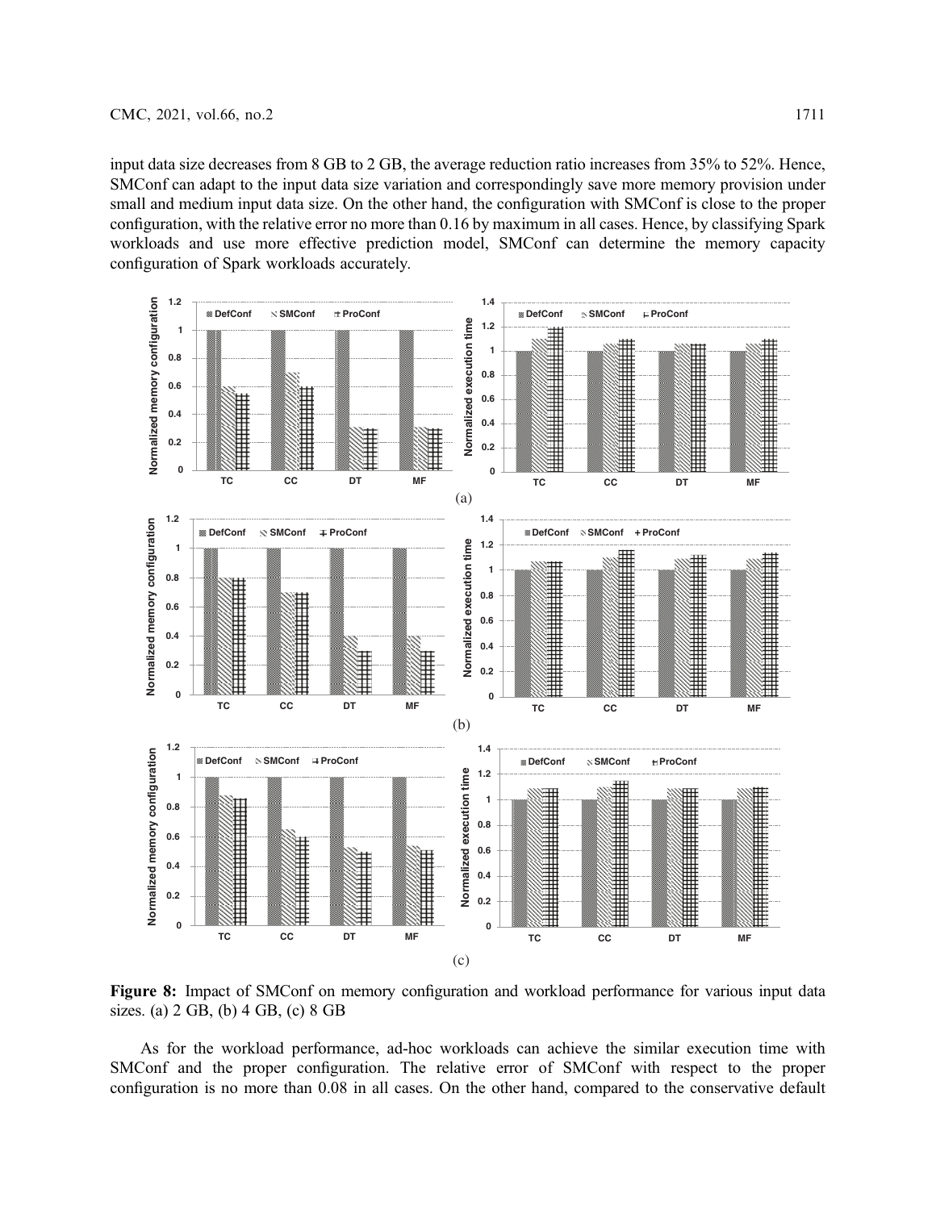input data size decreases from 8 GB to 2 GB, the average reduction ratio increases from 35% to 52%. Hence, SMConf can adapt to the input data size variation and correspondingly save more memory provision under small and medium input data size. On the other hand, the configuration with SMConf is close to the proper configuration, with the relative error no more than 0.16 by maximum in all cases. Hence, by classifying Spark workloads and use more effective prediction model, SMConf can determine the memory capacity configuration of Spark workloads accurately.

**Figure 8:** Impact of SMConf on memory configuration and workload performance for various input data sizes. (a) 2 GB, (b) 4 GB, (c) 8 GB

As for the workload performance, ad-hoc workloads can achieve the similar execution time with SMConf and the proper configuration. The relative error of SMConf with respect to the proper configuration is no more than 0.08 in all cases. On the other hand, compared to the conservative default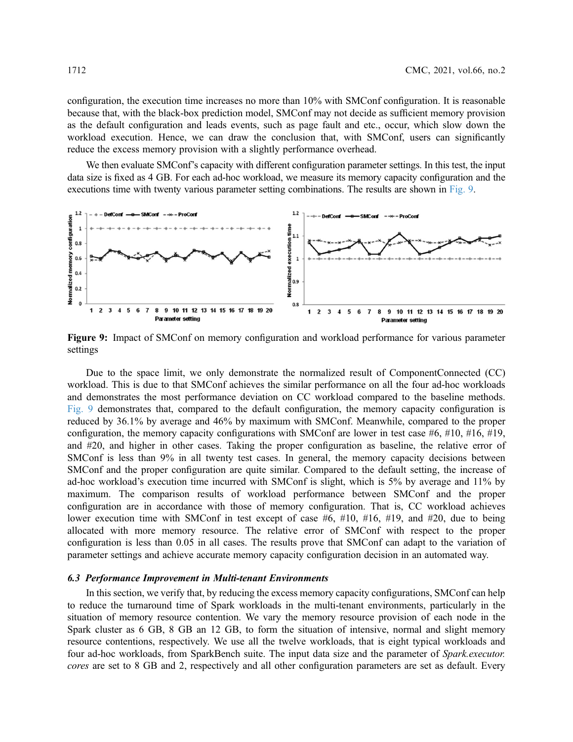configuration, the execution time increases no more than 10% with SMConf configuration. It is reasonable because that, with the black-box prediction model, SMConf may not decide as sufficient memory provision as the default configuration and leads events, such as page fault and etc., occur, which slow down the workload execution. Hence, we can draw the conclusion that, with SMConf, users can significantly reduce the excess memory provision with a slightly performance overhead.

We then evaluate SMConf's capacity with different configuration parameter settings. In this test, the input data size is fixed as 4 GB. For each ad-hoc workload, we measure its memory capacity configuration and the executions time with twenty various parameter setting combinations. The results are shown in Fig. 9.

**Figure 9:** Impact of SMConf on memory configuration and workload performance for various parameter settings

Due to the space limit, we only demonstrate the normalized result of ComponentConnected (CC) workload. This is due to that SMConf achieves the similar performance on all the four ad-hoc workloads and demonstrates the most performance deviation on CC workload compared to the baseline methods. Fig. 9 demonstrates that, compared to the default configuration, the memory capacity configuration is reduced by 36.1% by average and 46% by maximum with SMConf. Meanwhile, compared to the proper configuration, the memory capacity configurations with SMConf are lower in test case #6, #10, #16, #19, and #20, and higher in other cases. Taking the proper configuration as baseline, the relative error of SMConf is less than 9% in all twenty test cases. In general, the memory capacity decisions between SMConf and the proper configuration are quite similar. Compared to the default setting, the increase of ad-hoc workload's execution time incurred with SMConf is slight, which is 5% by average and 11% by maximum. The comparison results of workload performance between SMConf and the proper configuration are in accordance with those of memory configuration. That is, CC workload achieves lower execution time with SMConf in test except of case #6, #10, #16, #19, and #20, due to being allocated with more memory resource. The relative error of SMConf with respect to the proper configuration is less than 0.05 in all cases. The results prove that SMConf can adapt to the variation of parameter settings and achieve accurate memory capacity configuration decision in an automated way.

### *6.3 Performance Improvement in Multi-tenant Environments*

In this section, we verify that, by reducing the excess memory capacity configurations, SMConf can help to reduce the turnaround time of Spark workloads in the multi-tenant environments, particularly in the situation of memory resource contention. We vary the memory resource provision of each node in the Spark cluster as 6 GB, 8 GB an 12 GB, to form the situation of intensive, normal and slight memory resource contentions, respectively. We use all the twelve workloads, that is eight typical workloads and four ad-hoc workloads, from SparkBench suite. The input data size and the parameter of *Spark.executor.cores* are set to 8 GB and 2, respectively and all other configuration parameters are set as default. Every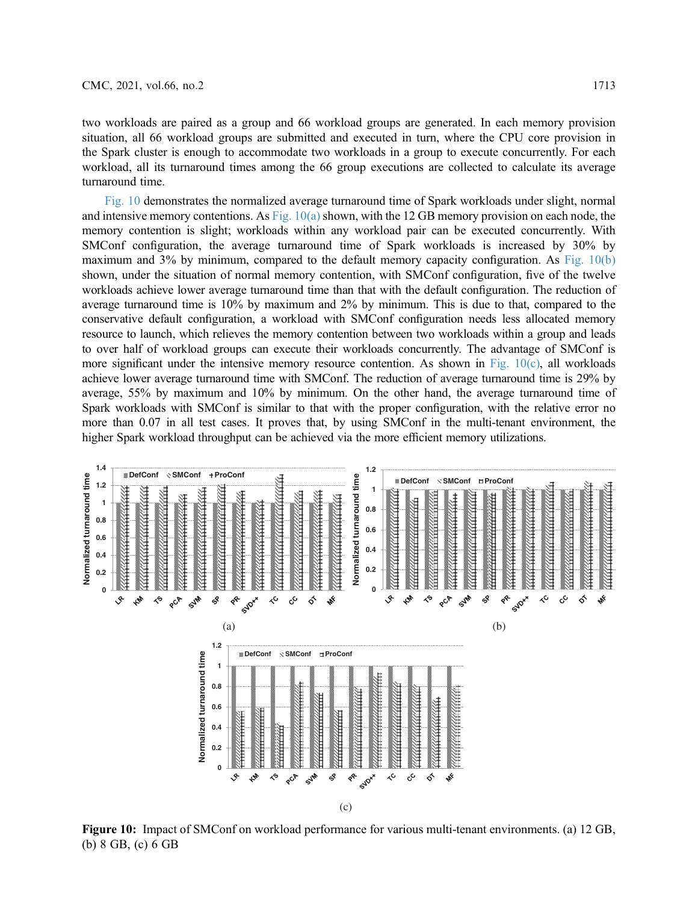two workloads are paired as a group and 66 workload groups are generated. In each memory provision situation, all 66 workload groups are submitted and executed in turn, where the CPU core provision in the Spark cluster is enough to accommodate two workloads in a group to execute concurrently. For each workload, all its turnaround times among the 66 group executions are collected to calculate its average turnaround time.

Fig. 10 demonstrates the normalized average turnaround time of Spark workloads under slight, normal and intensive memory contentions. As Fig. 10(a) shown, with the 12 GB memory provision on each node, the memory contention is slight; workloads within any workload pair can be executed concurrently. With SMConf configuration, the average turnaround time of Spark workloads is increased by 30% by maximum and 3% by minimum, compared to the default memory capacity configuration. As Fig. 10(b) shown, under the situation of normal memory contention, with SMConf configuration, five of the twelve workloads achieve lower average turnaround time than that with the default configuration. The reduction of average turnaround time is 10% by maximum and 2% by minimum. This is due to that, compared to the conservative default configuration, a workload with SMConf configuration needs less allocated memory resource to launch, which relieves the memory contention between two workloads within a group and leads to over half of workload groups can execute their workloads concurrently. The advantage of SMConf is more significant under the intensive memory resource contention. As shown in Fig. 10(c), all workloads achieve lower average turnaround time with SMConf. The reduction of average turnaround time is 29% by average, 55% by maximum and 10% by minimum. On the other hand, the average turnaround time of Spark workloads with SMConf is similar to that with the proper configuration, with the relative error no more than 0.07 in all test cases. It proves that, by using SMConf in the multi-tenant environment, the higher Spark workload throughput can be achieved via the more efficient memory utilizations.

**Figure 10:** Impact of SMConf on workload performance for various multi-tenant environments. (a) 12 GB, (b) 8 GB, (c) 6 GB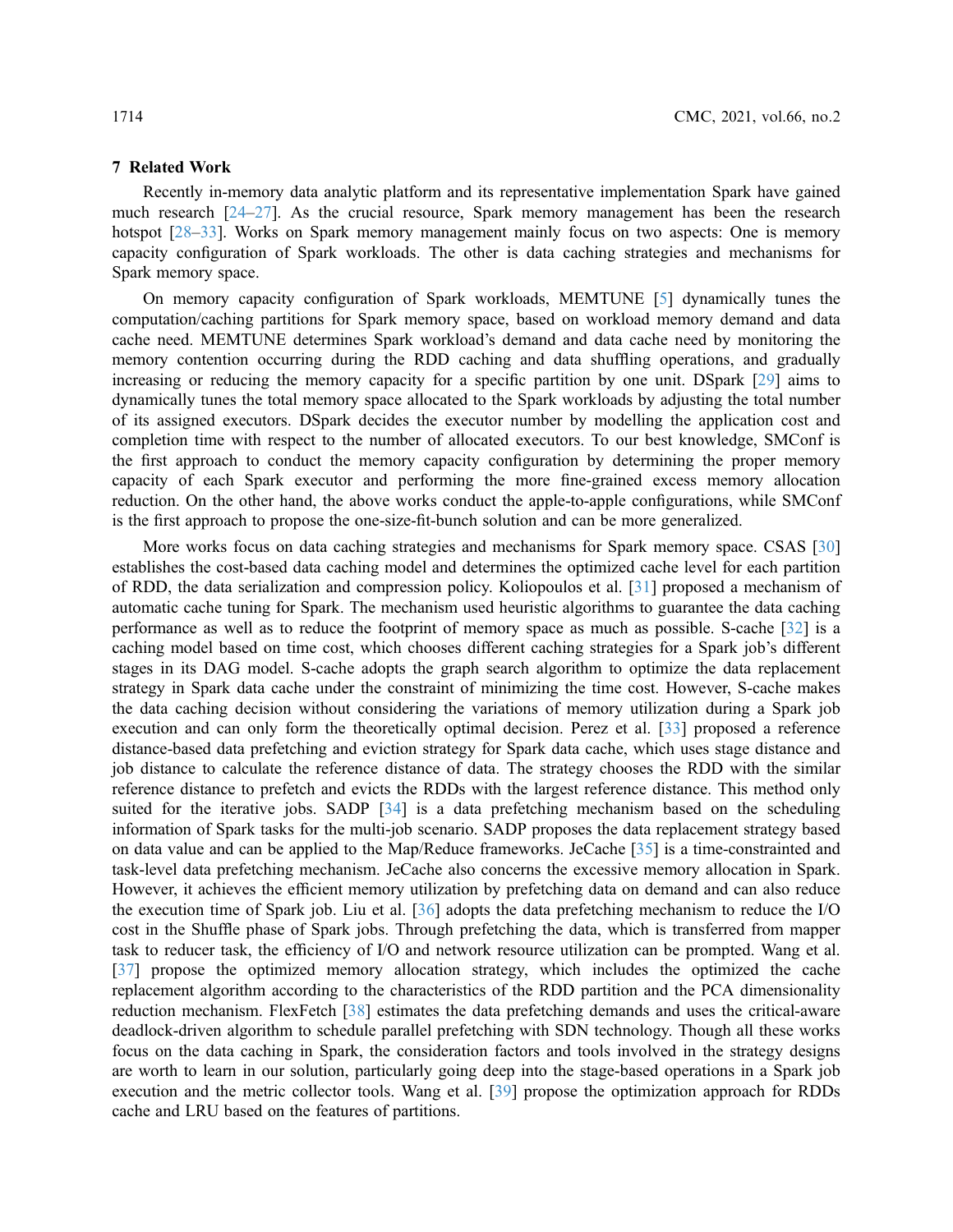## 7 Related Work

Recently in-memory data analytic platform and its representative implementation Spark have gained much research [24–27]. As the crucial resource, Spark memory management has been the research hotspot [28–33]. Works on Spark memory management mainly focus on two aspects: One is memory capacity configuration of Spark workloads. The other is data caching strategies and mechanisms for Spark memory space.

On memory capacity configuration of Spark workloads, MEMTUNE [5] dynamically tunes the computation/caching partitions for Spark memory space, based on workload memory demand and data cache need. MEMTUNE determines Spark workload's demand and data cache need by monitoring the memory contention occurring during the RDD caching and data shuffling operations, and gradually increasing or reducing the memory capacity for a specific partition by one unit. DSpark [29] aims to dynamically tunes the total memory space allocated to the Spark workloads by adjusting the total number of its assigned executors. DSpark decides the executor number by modelling the application cost and completion time with respect to the number of allocated executors. To our best knowledge, SMConf is the first approach to conduct the memory capacity configuration by determining the proper memory capacity of each Spark executor and performing the more fine-grained excess memory allocation reduction. On the other hand, the above works conduct the apple-to-apple configurations, while SMConf is the first approach to propose the one-size-fit-bunch solution and can be more generalized.

More works focus on data caching strategies and mechanisms for Spark memory space. CSAS [30] establishes the cost-based data caching model and determines the optimized cache level for each partition of RDD, the data serialization and compression policy. Koliopoulos et al. [31] proposed a mechanism of automatic cache tuning for Spark. The mechanism used heuristic algorithms to guarantee the data caching performance as well as to reduce the footprint of memory space as much as possible. S-cache [32] is a caching model based on time cost, which chooses different caching strategies for a Spark job's different stages in its DAG model. S-cache adopts the graph search algorithm to optimize the data replacement strategy in Spark data cache under the constraint of minimizing the time cost. However, S-cache makes the data caching decision without considering the variations of memory utilization during a Spark job execution and can only form the theoretically optimal decision. Perez et al. [33] proposed a reference distance-based data prefetching and eviction strategy for Spark data cache, which uses stage distance and job distance to calculate the reference distance of data. The strategy chooses the RDD with the similar reference distance to prefetch and evicts the RDDs with the largest reference distance. This method only suited for the iterative jobs. SADP [34] is a data prefetching mechanism based on the scheduling information of Spark tasks for the multi-job scenario. SADP proposes the data replacement strategy based on data value and can be applied to the Map/Reduce frameworks. JeCache [35] is a time-constrainted and task-level data prefetching mechanism. JeCache also concerns the excessive memory allocation in Spark. However, it achieves the efficient memory utilization by prefetching data on demand and can also reduce the execution time of Spark job. Liu et al. [36] adopts the data prefetching mechanism to reduce the I/O cost in the Shuffle phase of Spark jobs. Through prefetching the data, which is transferred from mapper task to reducer task, the efficiency of I/O and network resource utilization can be prompted. Wang et al. [37] propose the optimized memory allocation strategy, which includes the optimized the cache replacement algorithm according to the characteristics of the RDD partition and the PCA dimensionality reduction mechanism. FlexFetch [38] estimates the data prefetching demands and uses the critical-aware deadlock-driven algorithm to schedule parallel prefetching with SDN technology. Though all these works focus on the data caching in Spark, the consideration factors and tools involved in the strategy designs are worth to learn in our solution, particularly going deep into the stage-based operations in a Spark job execution and the metric collector tools. Wang et al. [39] propose the optimization approach for RDDs cache and LRU based on the features of partitions.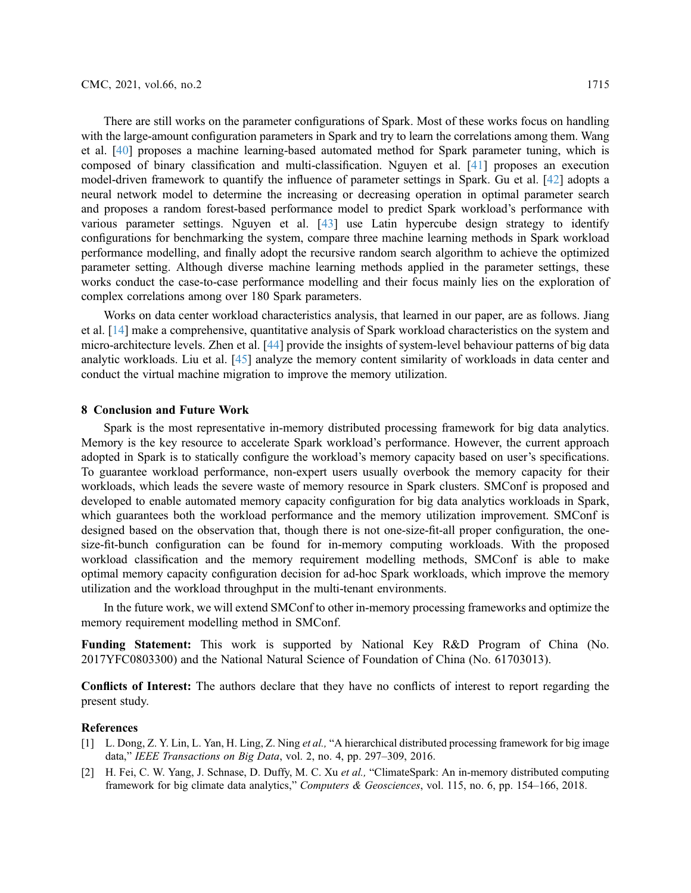There are still works on the parameter configurations of Spark. Most of these works focus on handling with the large-amount configuration parameters in Spark and try to learn the correlations among them. Wang et al. [40] proposes a machine learning-based automated method for Spark parameter tuning, which is composed of binary classification and multi-classification. Nguyen et al. [41] proposes an execution model-driven framework to quantify the influence of parameter settings in Spark. Gu et al. [42] adopts a neural network model to determine the increasing or decreasing operation in optimal parameter search and proposes a random forest-based performance model to predict Spark workload's performance with various parameter settings. Nguyen et al. [43] use Latin hypercube design strategy to identify configurations for benchmarking the system, compare three machine learning methods in Spark workload performance modelling, and finally adopt the recursive random search algorithm to achieve the optimized parameter setting. Although diverse machine learning methods applied in the parameter settings, these works conduct the case-to-case performance modelling and their focus mainly lies on the exploration of complex correlations among over 180 Spark parameters.

Works on data center workload characteristics analysis, that learned in our paper, are as follows. Jiang et al. [14] make a comprehensive, quantitative analysis of Spark workload characteristics on the system and micro-architecture levels. Zhen et al. [44] provide the insights of system-level behaviour patterns of big data analytic workloads. Liu et al. [45] analyze the memory content similarity of workloads in data center and conduct the virtual machine migration to improve the memory utilization.

## 8 Conclusion and Future Work

Spark is the most representative in-memory distributed processing framework for big data analytics. Memory is the key resource to accelerate Spark workload's performance. However, the current approach adopted in Spark is to statically configure the workload's memory capacity based on user's specifications. To guarantee workload performance, non-expert users usually overbook the memory capacity for their workloads, which leads the severe waste of memory resource in Spark clusters. SMConf is proposed and developed to enable automated memory capacity configuration for big data analytics workloads in Spark, which guarantees both the workload performance and the memory utilization improvement. SMConf is designed based on the observation that, though there is not one-size-fit-all proper configuration, the one-size-fit-bunch configuration can be found for in-memory computing workloads. With the proposed workload classification and the memory requirement modelling methods, SMConf is able to make optimal memory capacity configuration decision for ad-hoc Spark workloads, which improve the memory utilization and the workload throughput in the multi-tenant environments.

In the future work, we will extend SMConf to other in-memory processing frameworks and optimize the memory requirement modelling method in SMConf.

**Funding Statement:** This work is supported by National Key R&D Program of China (No. 2017YFC0803300) and the National Natural Science of Foundation of China (No. 61703013).

**Conflicts of Interest:** The authors declare that they have no conflicts of interest to report regarding the present study.

## References

[1] L. Dong, Z. Y. Lin, L. Yan, H. Ling, Z. Ning *et al.,* "A hierarchical distributed processing framework for big image data," *IEEE Transactions on Big Data*, vol. 2, no. 4, pp. 297–309, 2016.

[2] H. Fei, C. W. Yang, J. Schnase, D. Duffy, M. C. Xu *et al.,* "ClimateSpark: An in-memory distributed computing framework for big climate data analytics," *Computers & Geosciences*, vol. 115, no. 6, pp. 154–166, 2018.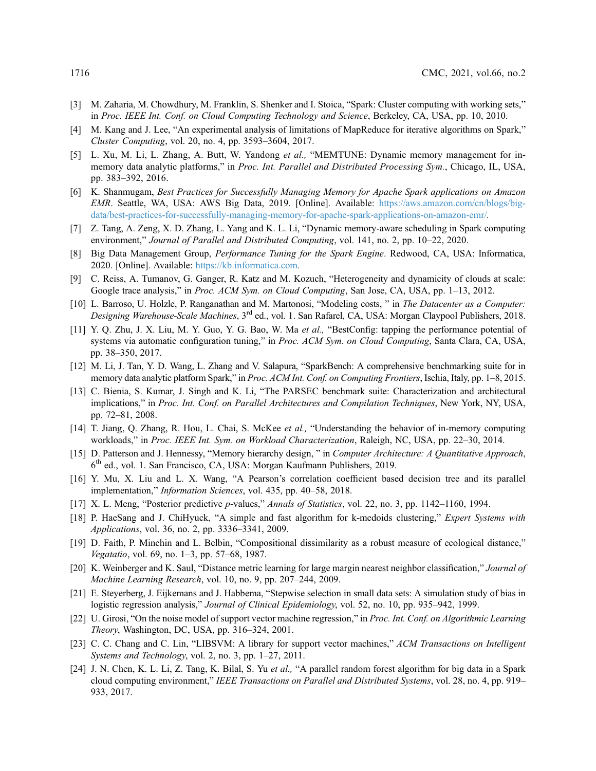[3] M. Zaharia, M. Chowdhury, M. Franklin, S. Shenker and I. Stoica, "Spark: Cluster computing with working sets," in *Proc. IEEE Int. Conf. on Cloud Computing Technology and Science*, Berkeley, CA, USA, pp. 10, 2010.

[4] M. Kang and J. Lee, "An experimental analysis of limitations of MapReduce for iterative algorithms on Spark," *Cluster Computing*, vol. 20, no. 4, pp. 3593–3604, 2017.

[5] L. Xu, M. Li, L. Zhang, A. Butt, W. Yandong *et al.,* "MEMTUNE: Dynamic memory management for in-memory data analytic platforms," in *Proc. Int. Parallel and Distributed Processing Sym.*, Chicago, IL, USA, pp. 383–392, 2016.

[6] K. Shanmugam, *Best Practices for Successfully Managing Memory for Apache Spark applications on Amazon EMR*. Seattle, WA, USA: AWS Big Data, 2019. [Online]. Available: https://aws.amazon.com/cn/blogs/big-data/best-practices-for-successfully-managing-memory-for-apache-spark-applications-on-amazon-emr/.

[7] Z. Tang, A. Zeng, X. D. Zhang, L. Yang and K. L. Li, "Dynamic memory-aware scheduling in Spark computing environment," *Journal of Parallel and Distributed Computing*, vol. 141, no. 2, pp. 10–22, 2020.

[8] Big Data Management Group, *Performance Tuning for the Spark Engine*. Redwood, CA, USA: Informatica, 2020. [Online]. Available: https://kb.informatica.com.

[9] C. Reiss, A. Tumanov, G. Ganger, R. Katz and M. Kozuch, "Heterogeneity and dynamicity of clouds at scale: Google trace analysis," in *Proc. ACM Sym. on Cloud Computing*, San Jose, CA, USA, pp. 1–13, 2012.

[10] L. Barroso, U. Holzle, P. Ranganathan and M. Martonosi, "Modeling costs, " in *The Datacenter as a Computer: Designing Warehouse-Scale Machines*, 3rd ed., vol. 1. San Rafarel, CA, USA: Morgan Claypool Publishers, 2018.

[11] Y. Q. Zhu, J. X. Liu, M. Y. Guo, Y. G. Bao, W. Ma *et al.,* "BestConfig: tapping the performance potential of systems via automatic configuration tuning," in *Proc. ACM Sym. on Cloud Computing*, Santa Clara, CA, USA, pp. 38–350, 2017.

[12] M. Li, J. Tan, Y. D. Wang, L. Zhang and V. Salapura, "SparkBench: A comprehensive benchmarking suite for in memory data analytic platform Spark," in *Proc. ACM Int. Conf. on Computing Frontiers*, Ischia, Italy, pp. 1–8, 2015.

[13] C. Bienia, S. Kumar, J. Singh and K. Li, "The PARSEC benchmark suite: Characterization and architectural implications," in *Proc. Int. Conf. on Parallel Architectures and Compilation Techniques*, New York, NY, USA, pp. 72–81, 2008.

[14] T. Jiang, Q. Zhang, R. Hou, L. Chai, S. McKee *et al.,* "Understanding the behavior of in-memory computing workloads," in *Proc. IEEE Int. Sym. on Workload Characterization*, Raleigh, NC, USA, pp. 22–30, 2014.

[15] D. Patterson and J. Hennessy, "Memory hierarchy design, " in *Computer Architecture: A Quantitative Approach*, 6th ed., vol. 1. San Francisco, CA, USA: Morgan Kaufmann Publishers, 2019.

[16] Y. Mu, X. Liu and L. X. Wang, "A Pearson's correlation coefficient based decision tree and its parallel implementation," *Information Sciences*, vol. 435, pp. 40–58, 2018.

[17] X. L. Meng, "Posterior predictive *p*-values," *Annals of Statistics*, vol. 22, no. 3, pp. 1142–1160, 1994.

[18] P. HaeSang and J. ChiHyuck, "A simple and fast algorithm for k-medoids clustering," *Expert Systems with Applications*, vol. 36, no. 2, pp. 3336–3341, 2009.

[19] D. Faith, P. Minchin and L. Belbin, "Compositional dissimilarity as a robust measure of ecological distance," *Vegatatio*, vol. 69, no. 1–3, pp. 57–68, 1987.

[20] K. Weinberger and K. Saul, "Distance metric learning for large margin nearest neighbor classification," *Journal of Machine Learning Research*, vol. 10, no. 9, pp. 207–244, 2009.

[21] E. Steyerberg, J. Eijkemans and J. Habbema, "Stepwise selection in small data sets: A simulation study of bias in logistic regression analysis," *Journal of Clinical Epidemiology*, vol. 52, no. 10, pp. 935–942, 1999.

[22] U. Girosi, "On the noise model of support vector machine regression," in *Proc. Int. Conf. on Algorithmic Learning Theory*, Washington, DC, USA, pp. 316–324, 2001.

[23] C. C. Chang and C. Lin, "LIBSVM: A library for support vector machines," *ACM Transactions on Intelligent Systems and Technology*, vol. 2, no. 3, pp. 1–27, 2011.

[24] J. N. Chen, K. L. Li, Z. Tang, K. Bilal, S. Yu *et al.,* "A parallel random forest algorithm for big data in a Spark cloud computing environment," *IEEE Transactions on Parallel and Distributed Systems*, vol. 28, no. 4, pp. 919–933, 2017.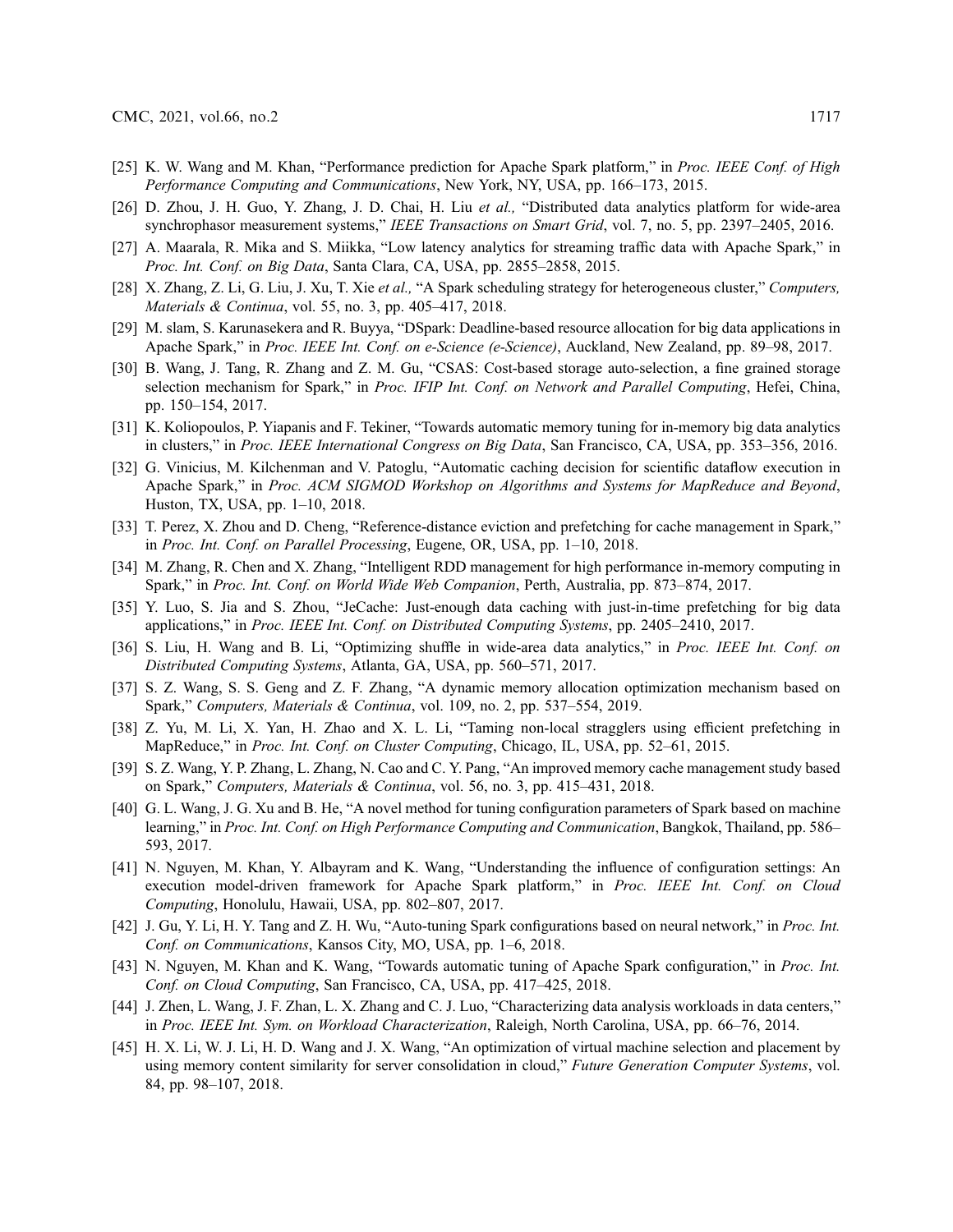[25] K. W. Wang and M. Khan, "Performance prediction for Apache Spark platform," in *Proc. IEEE Conf. of High Performance Computing and Communications*, New York, NY, USA, pp. 166–173, 2015.

[26] D. Zhou, J. H. Guo, Y. Zhang, J. D. Chai, H. Liu *et al.,* "Distributed data analytics platform for wide-area synchrophasor measurement systems," *IEEE Transactions on Smart Grid*, vol. 7, no. 5, pp. 2397–2405, 2016.

[27] A. Maarala, R. Mika and S. Miikka, "Low latency analytics for streaming traffic data with Apache Spark," in *Proc. Int. Conf. on Big Data*, Santa Clara, CA, USA, pp. 2855–2858, 2015.

[28] X. Zhang, Z. Li, G. Liu, J. Xu, T. Xie *et al.,* "A Spark scheduling strategy for heterogeneous cluster," *Computers, Materials & Continua*, vol. 55, no. 3, pp. 405–417, 2018.

[29] M. slam, S. Karunasekera and R. Buyya, "DSpark: Deadline-based resource allocation for big data applications in Apache Spark," in *Proc. IEEE Int. Conf. on e-Science (e-Science)*, Auckland, New Zealand, pp. 89–98, 2017.

[30] B. Wang, J. Tang, R. Zhang and Z. M. Gu, "CSAS: Cost-based storage auto-selection, a fine grained storage selection mechanism for Spark," in *Proc. IFIP Int. Conf. on Network and Parallel Computing*, Hefei, China, pp. 150–154, 2017.

[31] K. Koliopoulos, P. Yiapanis and F. Tekiner, "Towards automatic memory tuning for in-memory big data analytics in clusters," in *Proc. IEEE International Congress on Big Data*, San Francisco, CA, USA, pp. 353–356, 2016.

[32] G. Vinicius, M. Kilchenman and V. Patoglu, "Automatic caching decision for scientific dataflow execution in Apache Spark," in *Proc. ACM SIGMOD Workshop on Algorithms and Systems for MapReduce and Beyond*, Huston, TX, USA, pp. 1–10, 2018.

[33] T. Perez, X. Zhou and D. Cheng, "Reference-distance eviction and prefetching for cache management in Spark," in *Proc. Int. Conf. on Parallel Processing*, Eugene, OR, USA, pp. 1–10, 2018.

[34] M. Zhang, R. Chen and X. Zhang, "Intelligent RDD management for high performance in-memory computing in Spark," in *Proc. Int. Conf. on World Wide Web Companion*, Perth, Australia, pp. 873–874, 2017.

[35] Y. Luo, S. Jia and S. Zhou, "JeCache: Just-enough data caching with just-in-time prefetching for big data applications," in *Proc. IEEE Int. Conf. on Distributed Computing Systems*, pp. 2405–2410, 2017.

[36] S. Liu, H. Wang and B. Li, "Optimizing shuffle in wide-area data analytics," in *Proc. IEEE Int. Conf. on Distributed Computing Systems*, Atlanta, GA, USA, pp. 560–571, 2017.

[37] S. Z. Wang, S. S. Geng and Z. F. Zhang, "A dynamic memory allocation optimization mechanism based on Spark," *Computers, Materials & Continua*, vol. 109, no. 2, pp. 537–554, 2019.

[38] Z. Yu, M. Li, X. Yan, H. Zhao and X. L. Li, "Taming non-local stragglers using efficient prefetching in MapReduce," in *Proc. Int. Conf. on Cluster Computing*, Chicago, IL, USA, pp. 52–61, 2015.

[39] S. Z. Wang, Y. P. Zhang, L. Zhang, N. Cao and C. Y. Pang, "An improved memory cache management study based on Spark," *Computers, Materials & Continua*, vol. 56, no. 3, pp. 415–431, 2018.

[40] G. L. Wang, J. G. Xu and B. He, "A novel method for tuning configuration parameters of Spark based on machine learning," in *Proc. Int. Conf. on High Performance Computing and Communication*, Bangkok, Thailand, pp. 586–593, 2017.

[41] N. Nguyen, M. Khan, Y. Albayram and K. Wang, "Understanding the influence of configuration settings: An execution model-driven framework for Apache Spark platform," in *Proc. IEEE Int. Conf. on Cloud Computing*, Honolulu, Hawaii, USA, pp. 802–807, 2017.

[42] J. Gu, Y. Li, H. Y. Tang and Z. H. Wu, "Auto-tuning Spark configurations based on neural network," in *Proc. Int. Conf. on Communications*, Kansos City, MO, USA, pp. 1–6, 2018.

[43] N. Nguyen, M. Khan and K. Wang, "Towards automatic tuning of Apache Spark configuration," in *Proc. Int. Conf. on Cloud Computing*, San Francisco, CA, USA, pp. 417–425, 2018.

[44] J. Zhen, L. Wang, J. F. Zhan, L. X. Zhang and C. J. Luo, "Characterizing data analysis workloads in data centers," in *Proc. IEEE Int. Sym. on Workload Characterization*, Raleigh, North Carolina, USA, pp. 66–76, 2014.

[45] H. X. Li, W. J. Li, H. D. Wang and J. X. Wang, "An optimization of virtual machine selection and placement by using memory content similarity for server consolidation in cloud," *Future Generation Computer Systems*, vol. 84, pp. 98–107, 2018.